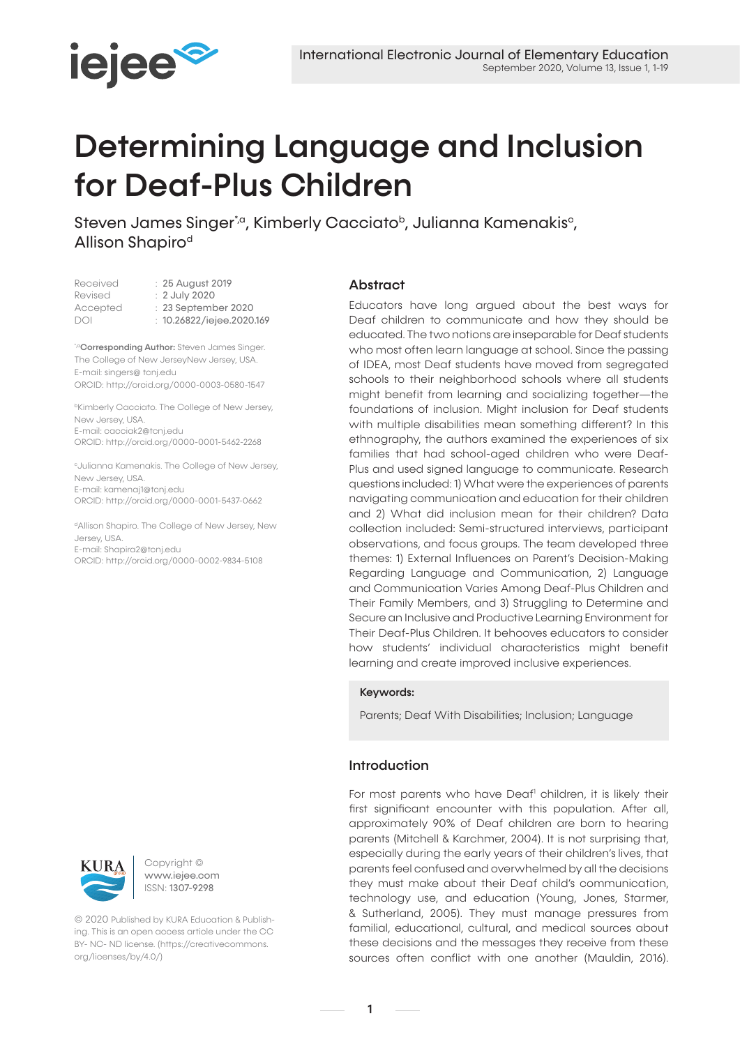# Determining Language and Inclusion for Deaf-Plus Children

Steven James Singer[*,a], Kimberly Cacciato[b], Julianna Kamenakis[c], Allison Shapiro[d]

| | |
|---|---|
| Received | : 25 August 2019 |
| Revised | : 2 July 2020 |
| Accepted | : 23 September 2020 |
| DOI | : 10.26822/iejee.2020.169 |

[*,a]**Corresponding Author:** Steven James Singer. The College of New JerseyNew Jersey, USA.
E-mail: singers@ tcnj.edu
ORCID: http://orcid.org/0000-0003-0580-1547

[b]Kimberly Cacciato. The College of New Jersey, New Jersey, USA.
E-mail: cacciak2@tcnj.edu
ORCID: http://orcid.org/0000-0001-5462-2268

[c]Julianna Kamenakis. The College of New Jersey, New Jersey, USA.
E-mail: kamenaj1@tcnj.edu
ORCID: http://orcid.org/0000-0001-5437-0662

[d]Allison Shapiro. The College of New Jersey, New Jersey, USA.
E-mail: Shapira2@tcnj.edu
ORCID: http://orcid.org/0000-0002-9834-5108

## Abstract

Educators have long argued about the best ways for Deaf children to communicate and how they should be educated. The two notions are inseparable for Deaf students who most often learn language at school. Since the passing of IDEA, most Deaf students have moved from segregated schools to their neighborhood schools where all students might benefit from learning and socializing together—the foundations of inclusion. Might inclusion for Deaf students with multiple disabilities mean something different? In this ethnography, the authors examined the experiences of six families that had school-aged children who were Deaf-Plus and used signed language to communicate. Research questions included: 1) What were the experiences of parents navigating communication and education for their children and 2) What did inclusion mean for their children? Data collection included: Semi-structured interviews, participant observations, and focus groups. The team developed three themes: 1) External Influences on Parent's Decision-Making Regarding Language and Communication, 2) Language and Communication Varies Among Deaf-Plus Children and Their Family Members, and 3) Struggling to Determine and Secure an Inclusive and Productive Learning Environment for Their Deaf-Plus Children. It behooves educators to consider how students' individual characteristics might benefit learning and create improved inclusive experiences.

**Keywords:**

Parents; Deaf With Disabilities; Inclusion; Language

## Introduction

For most parents who have Deaf[1] children, it is likely their first significant encounter with this population. After all, approximately 90% of Deaf children are born to hearing parents (Mitchell & Karchmer, 2004). It is not surprising that, especially during the early years of their children's lives, that parents feel confused and overwhelmed by all the decisions they must make about their Deaf child's communication, technology use, and education (Young, Jones, Starmer, & Sutherland, 2005). They must manage pressures from familial, educational, cultural, and medical sources about these decisions and the messages they receive from these sources often conflict with one another (Mauldin, 2016).

Copyright © www.iejee.com ISSN: 1307-9298

© 2020 Published by KURA Education & Publishing. This is an open access article under the CC BY- NC- ND license. (https://creativecommons.org/licenses/by/4.0/)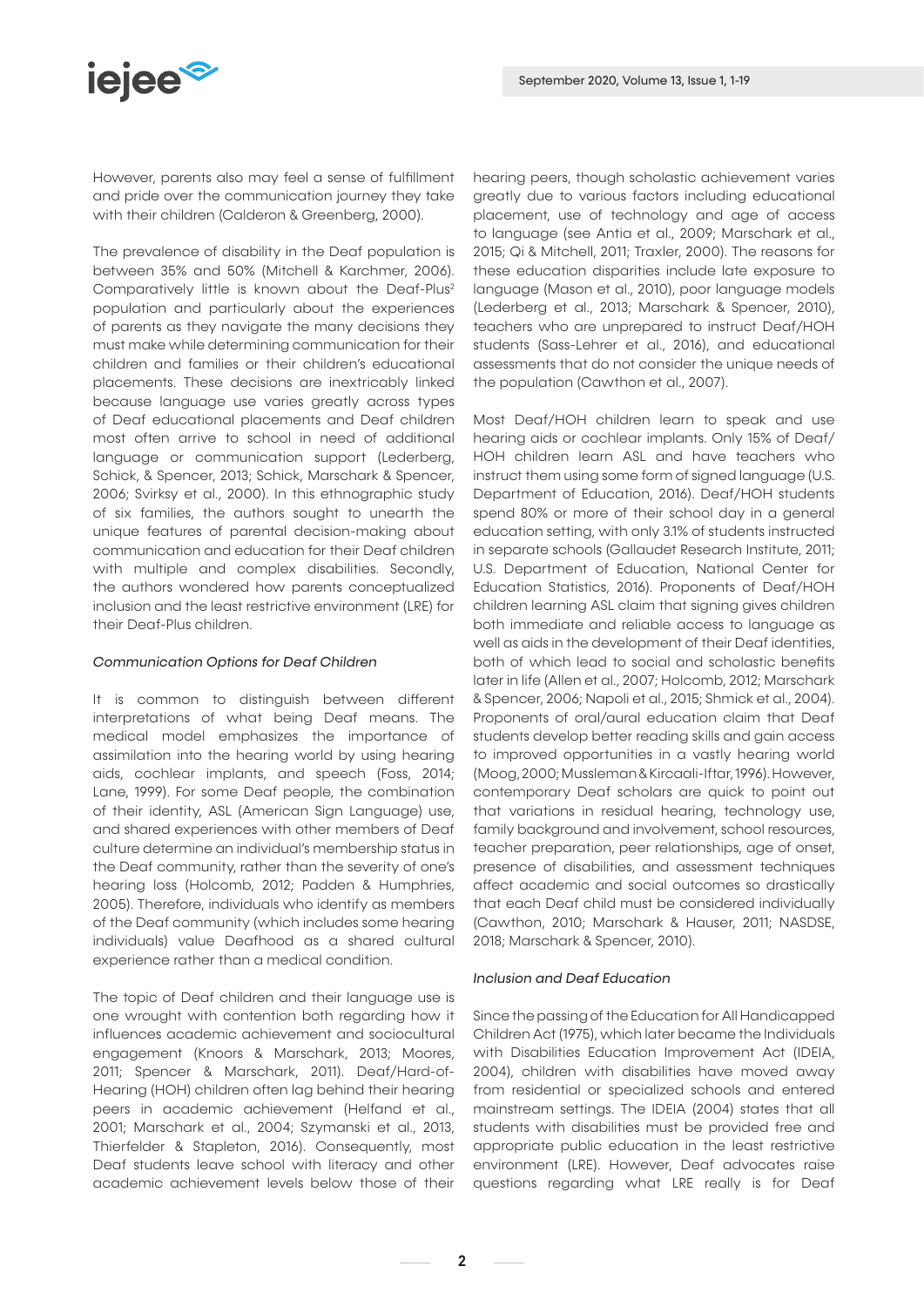However, parents also may feel a sense of fulfillment and pride over the communication journey they take with their children (Calderon & Greenberg, 2000).

The prevalence of disability in the Deaf population is between 35% and 50% (Mitchell & Karchmer, 2006). Comparatively little is known about the Deaf-Plus[2] population and particularly about the experiences of parents as they navigate the many decisions they must make while determining communication for their children and families or their children's educational placements. These decisions are inextricably linked because language use varies greatly across types of Deaf educational placements and Deaf children most often arrive to school in need of additional language or communication support (Lederberg, Schick, & Spencer, 2013; Schick, Marschark & Spencer, 2006; Svirsky et al., 2000). In this ethnographic study of six families, the authors sought to unearth the unique features of parental decision-making about communication and education for their Deaf children with multiple and complex disabilities. Secondly, the authors wondered how parents conceptualized inclusion and the least restrictive environment (LRE) for their Deaf-Plus children.

*Communication Options for Deaf Children*

It is common to distinguish between different interpretations of what being Deaf means. The medical model emphasizes the importance of assimilation into the hearing world by using hearing aids, cochlear implants, and speech (Foss, 2014; Lane, 1999). For some Deaf people, the combination of their identity, ASL (American Sign Language) use, and shared experiences with other members of Deaf culture determine an individual's membership status in the Deaf community, rather than the severity of one's hearing loss (Holcomb, 2012; Padden & Humphries, 2005). Therefore, individuals who identify as members of the Deaf community (which includes some hearing individuals) value Deafhood as a shared cultural experience rather than a medical condition.

The topic of Deaf children and their language use is one wrought with contention both regarding how it influences academic achievement and sociocultural engagement (Knoors & Marschark, 2013; Moores, 2011; Spencer & Marschark, 2011). Deaf/Hard-of-Hearing (HOH) children often lag behind their hearing peers in academic achievement (Helfand et al., 2001; Marschark et al., 2004; Szymanski et al., 2013, Thierfelder & Stapleton, 2016). Consequently, most Deaf students leave school with literacy and other academic achievement levels below those of their hearing peers, though scholastic achievement varies greatly due to various factors including educational placement, use of technology and age of access to language (see Antia et al., 2009; Marschark et al., 2015; Qi & Mitchell, 2011; Traxler, 2000). The reasons for these education disparities include late exposure to language (Mason et al., 2010), poor language models (Lederberg et al., 2013; Marschark & Spencer, 2010), teachers who are unprepared to instruct Deaf/HOH students (Sass-Lehrer et al., 2016), and educational assessments that do not consider the unique needs of the population (Cawthon et al., 2007).

Most Deaf/HOH children learn to speak and use hearing aids or cochlear implants. Only 15% of Deaf/HOH children learn ASL and have teachers who instruct them using some form of signed language (U.S. Department of Education, 2016). Deaf/HOH students spend 80% or more of their school day in a general education setting, with only 3.1% of students instructed in separate schools (Gallaudet Research Institute, 2011; U.S. Department of Education, National Center for Education Statistics, 2016). Proponents of Deaf/HOH children learning ASL claim that signing gives children both immediate and reliable access to language as well as aids in the development of their Deaf identities, both of which lead to social and scholastic benefits later in life (Allen et al., 2007; Holcomb, 2012; Marschark & Spencer, 2006; Napoli et al., 2015; Shmick et al., 2004). Proponents of oral/aural education claim that Deaf students develop better reading skills and gain access to improved opportunities in a vastly hearing world (Moog, 2000; Mussleman & Kircaali-Iftar, 1996). However, contemporary Deaf scholars are quick to point out that variations in residual hearing, technology use, family background and involvement, school resources, teacher preparation, peer relationships, age of onset, presence of disabilities, and assessment techniques affect academic and social outcomes so drastically that each Deaf child must be considered individually (Cawthon, 2010; Marschark & Hauser, 2011; NASDSE, 2018; Marschark & Spencer, 2010).

*Inclusion and Deaf Education*

Since the passing of the Education for All Handicapped Children Act (1975), which later became the Individuals with Disabilities Education Improvement Act (IDEIA, 2004), children with disabilities have moved away from residential or specialized schools and entered mainstream settings. The IDEIA (2004) states that all students with disabilities must be provided free and appropriate public education in the least restrictive environment (LRE). However, Deaf advocates raise questions regarding what LRE really is for Deaf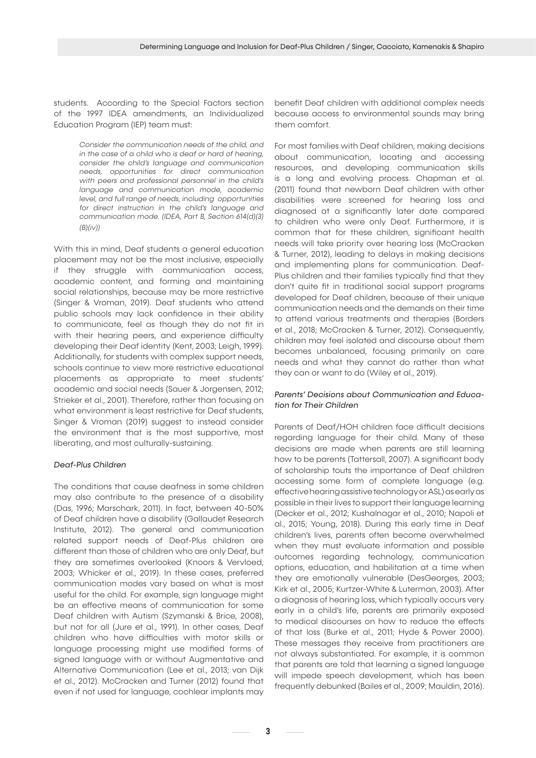students. According to the Special Factors section of the 1997 IDEA amendments, an Individualized Education Program (IEP) team must:

> *Consider the communication needs of the child, and in the case of a child who is deaf or hard of hearing, consider the child's language and communication needs, opportunities for direct communication with peers and professional personnel in the child's language and communication mode, academic level, and full range of needs, including opportunities for direct instruction in the child's language and communication mode. (IDEA, Part B, Section 614(d)(3)(B)(iv))*

With this in mind, Deaf students a general education placement may not be the most inclusive, especially if they struggle with communication access, academic content, and forming and maintaining social relationships, because may be more restrictive (Singer & Vroman, 2019). Deaf students who attend public schools may lack confidence in their ability to communicate, feel as though they do not fit in with their hearing peers, and experience difficulty developing their Deaf identity (Kent, 2003; Leigh, 1999). Additionally, for students with complex support needs, schools continue to view more restrictive educational placements as appropriate to meet students' academic and social needs (Sauer & Jorgensen, 2012; Strieker et al., 2001). Therefore, rather than focusing on what environment is least restrictive for Deaf students, Singer & Vroman (2019) suggest to instead consider the environment that is the most supportive, most liberating, and most culturally-sustaining.

*Deaf-Plus Children*

The conditions that cause deafness in some children may also contribute to the presence of a disability (Das, 1996; Marschark, 2011). In fact, between 40-50% of Deaf children have a disability (Gallaudet Research Institute, 2012). The general and communication related support needs of Deaf-Plus children are different than those of children who are only Deaf, but they are sometimes overlooked (Knoors & Vervloed, 2003; Whicker et al., 2019). In these cases, preferred communication modes vary based on what is most useful for the child. For example, sign language might be an effective means of communication for some Deaf children with Autism (Szymanski & Brice, 2008), but not for all (Jure et al., 1991). In other cases, Deaf children who have difficulties with motor skills or language processing might use modified forms of signed language with or without Augmentative and Alternative Communication (Lee et al., 2013; van Dijk et al., 2012). McCracken and Turner (2012) found that even if not used for language, cochlear implants may benefit Deaf children with additional complex needs because access to environmental sounds may bring them comfort.

For most families with Deaf children, making decisions about communication, locating and accessing resources, and developing communication skills is a long and evolving process. Chapman et al. (2011) found that newborn Deaf children with other disabilities were screened for hearing loss and diagnosed at a significantly later date compared to children who were only Deaf. Furthermore, it is common that for these children, significant health needs will take priority over hearing loss (McCracken & Turner, 2012), leading to delays in making decisions and implementing plans for communication. Deaf-Plus children and their families typically find that they don't quite fit in traditional social support programs developed for Deaf children, because of their unique communication needs and the demands on their time to attend various treatments and therapies (Borders et al., 2018; McCracken & Turner, 2012). Consequently, children may feel isolated and discourse about them becomes unbalanced, focusing primarily on care needs and what they cannot do rather than what they can or want to do (Wiley et al., 2019).

*Parents' Decisions about Communication and Education for Their Children*

Parents of Deaf/HOH children face difficult decisions regarding language for their child. Many of these decisions are made when parents are still learning how to be parents (Tattersall, 2007). A significant body of scholarship touts the importance of Deaf children accessing some form of complete language (e.g. effective hearing assistive technology or ASL) as early as possible in their lives to support their language learning (Decker et al., 2012; Kushalnagar et al., 2010; Napoli et al., 2015; Young, 2018). During this early time in Deaf children's lives, parents often become overwhelmed when they must evaluate information and possible outcomes regarding technology, communication options, education, and habilitation at a time when they are emotionally vulnerable (DesGeorges, 2003; Kirk et al., 2005; Kurtzer-White & Luterman, 2003). After a diagnosis of hearing loss, which typically occurs very early in a child's life, parents are primarily exposed to medical discourses on how to reduce the effects of that loss (Burke et al., 2011; Hyde & Power 2000). These messages they receive from practitioners are not always substantiated. For example, it is common that parents are told that learning a signed language will impede speech development, which has been frequently debunked (Bailes et al., 2009; Mauldin, 2016).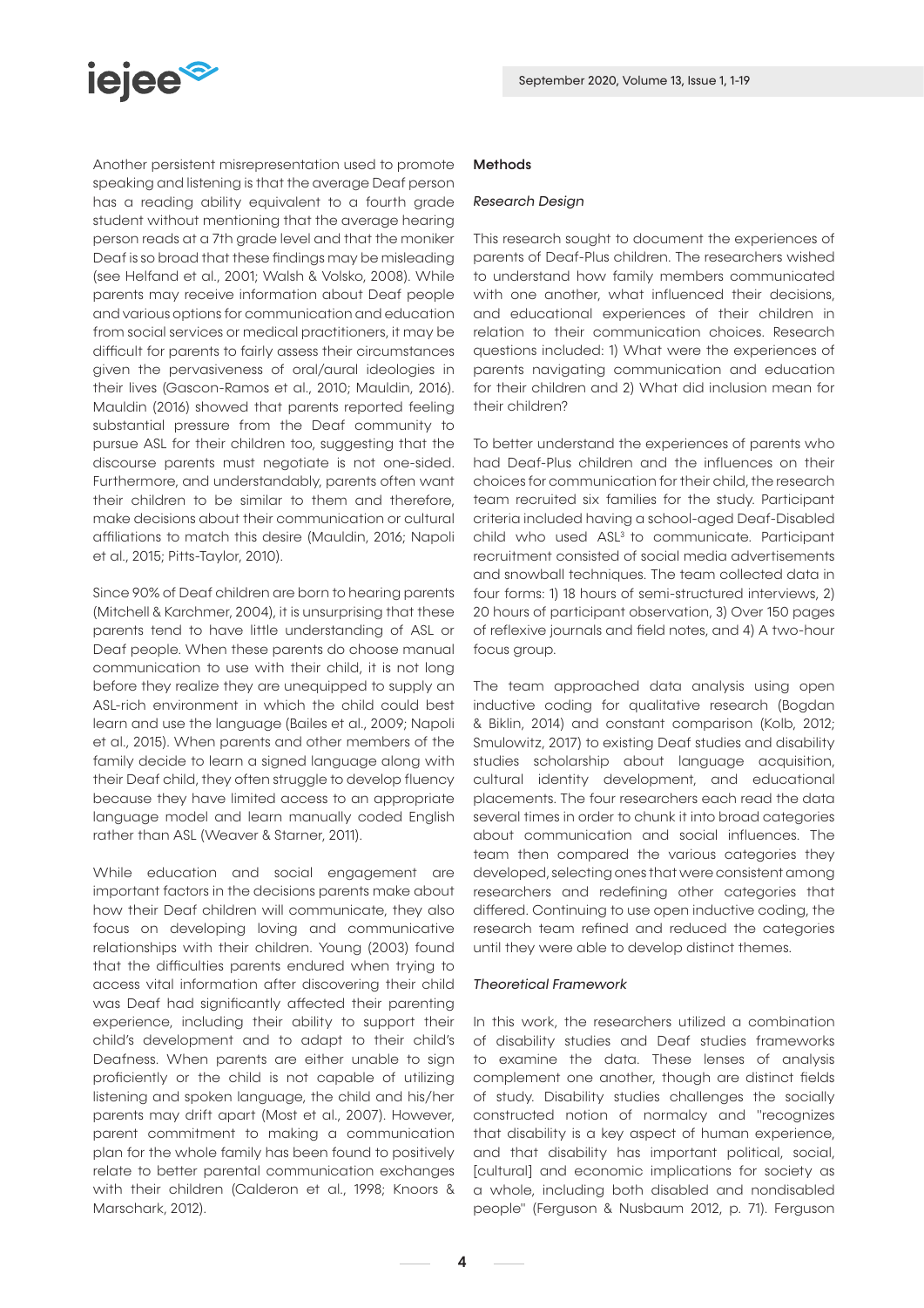Another persistent misrepresentation used to promote speaking and listening is that the average Deaf person has a reading ability equivalent to a fourth grade student without mentioning that the average hearing person reads at a 7th grade level and that the moniker Deaf is so broad that these findings may be misleading (see Helfand et al., 2001; Walsh & Volsko, 2008). While parents may receive information about Deaf people and various options for communication and education from social services or medical practitioners, it may be difficult for parents to fairly assess their circumstances given the pervasiveness of oral/aural ideologies in their lives (Gascon-Ramos et al., 2010; Mauldin, 2016). Mauldin (2016) showed that parents reported feeling substantial pressure from the Deaf community to pursue ASL for their children too, suggesting that the discourse parents must negotiate is not one-sided. Furthermore, and understandably, parents often want their children to be similar to them and therefore, make decisions about their communication or cultural affiliations to match this desire (Mauldin, 2016; Napoli et al., 2015; Pitts-Taylor, 2010).

Since 90% of Deaf children are born to hearing parents (Mitchell & Karchmer, 2004), it is unsurprising that these parents tend to have little understanding of ASL or Deaf people. When these parents do choose manual communication to use with their child, it is not long before they realize they are unequipped to supply an ASL-rich environment in which the child could best learn and use the language (Bailes et al., 2009; Napoli et al., 2015). When parents and other members of the family decide to learn a signed language along with their Deaf child, they often struggle to develop fluency because they have limited access to an appropriate language model and learn manually coded English rather than ASL (Weaver & Starner, 2011).

While education and social engagement are important factors in the decisions parents make about how their Deaf children will communicate, they also focus on developing loving and communicative relationships with their children. Young (2003) found that the difficulties parents endured when trying to access vital information after discovering their child was Deaf had significantly affected their parenting experience, including their ability to support their child's development and to adapt to their child's Deafness. When parents are either unable to sign proficiently or the child is not capable of utilizing listening and spoken language, the child and his/her parents may drift apart (Most et al., 2007). However, parent commitment to making a communication plan for the whole family has been found to positively relate to better parental communication exchanges with their children (Calderon et al., 1998; Knoors & Marschark, 2012).

## Methods

### *Research Design*

This research sought to document the experiences of parents of Deaf-Plus children. The researchers wished to understand how family members communicated with one another, what influenced their decisions, and educational experiences of their children in relation to their communication choices. Research questions included: 1) What were the experiences of parents navigating communication and education for their children and 2) What did inclusion mean for their children?

To better understand the experiences of parents who had Deaf-Plus children and the influences on their choices for communication for their child, the research team recruited six families for the study. Participant criteria included having a school-aged Deaf-Disabled child who used ASL[3] to communicate. Participant recruitment consisted of social media advertisements and snowball techniques. The team collected data in four forms: 1) 18 hours of semi-structured interviews, 2) 20 hours of participant observation, 3) Over 150 pages of reflexive journals and field notes, and 4) A two-hour focus group.

The team approached data analysis using open inductive coding for qualitative research (Bogdan & Biklin, 2014) and constant comparison (Kolb, 2012; Smulowitz, 2017) to existing Deaf studies and disability studies scholarship about language acquisition, cultural identity development, and educational placements. The four researchers each read the data several times in order to chunk it into broad categories about communication and social influences. The team then compared the various categories they developed, selecting ones that were consistent among researchers and redefining other categories that differed. Continuing to use open inductive coding, the research team refined and reduced the categories until they were able to develop distinct themes.

### *Theoretical Framework*

In this work, the researchers utilized a combination of disability studies and Deaf studies frameworks to examine the data. These lenses of analysis complement one another, though are distinct fields of study. Disability studies challenges the socially constructed notion of normalcy and "recognizes that disability is a key aspect of human experience, and that disability has important political, social, [cultural] and economic implications for society as a whole, including both disabled and nondisabled people" (Ferguson & Nusbaum 2012, p. 71). Ferguson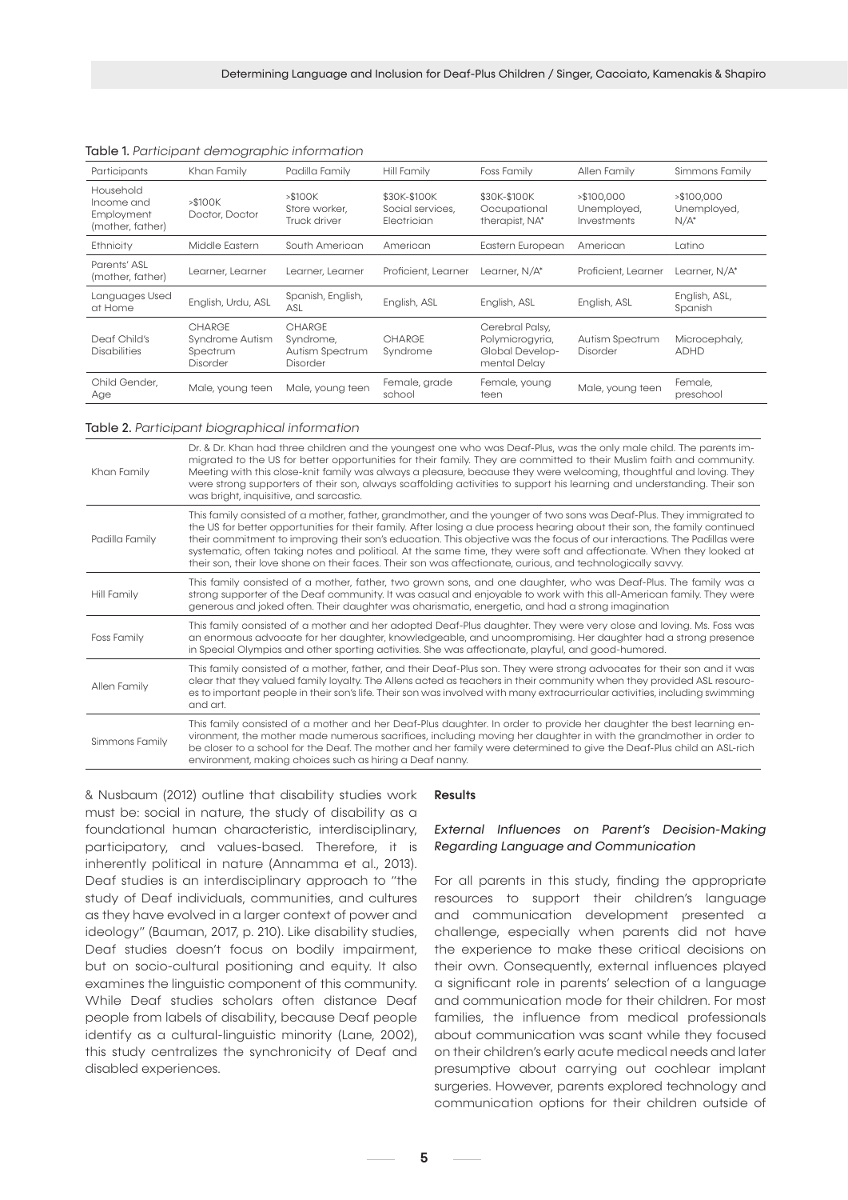Table 1. *Participant demographic information*

| Participants | Khan Family | Padilla Family | Hill Family | Foss Family | Allen Family | Simmons Family |
|---|---|---|---|---|---|---|
| Household Income and Employment (mother, father) | >$100K Doctor, Doctor | >$100K Store worker, Truck driver | $30K-$100K Social services, Electrician | $30K-$100K Occupational therapist, NA* | >$100,000 Unemployed, Investments | >$100,000 Unemployed, N/A* |
| Ethnicity | Middle Eastern | South American | American | Eastern European | American | Latino |
| Parents' ASL (mother, father) | Learner, Learner | Learner, Learner | Proficient, Learner | Learner, N/A* | Proficient, Learner | Learner, N/A* |
| Languages Used at Home | English, Urdu, ASL | Spanish, English, ASL | English, ASL | English, ASL | English, ASL | English, ASL, Spanish |
| Deaf Child's Disabilities | CHARGE Syndrome Autism Spectrum Disorder | CHARGE Syndrome, Autism Spectrum Disorder | CHARGE Syndrome | Cerebral Palsy, Polymicrogyria, Global Developmental Delay | Autism Spectrum Disorder | Microcephaly, ADHD |
| Child Gender, Age | Male, young teen | Male, young teen | Female, grade school | Female, young teen | Male, young teen | Female, preschool |

Table 2. *Participant biographical information*

| | |
|---|---|
| Khan Family | Dr. & Dr. Khan had three children and the youngest one who was Deaf-Plus, was the only male child. The parents immigrated to the US for better opportunities for their family. They are committed to their Muslim faith and community. Meeting with this close-knit family was always a pleasure, because they were welcoming, thoughtful and loving. They were strong supporters of their son, always scaffolding activities to support his learning and understanding. Their son was bright, inquisitive, and sarcastic. |
| Padilla Family | This family consisted of a mother, father, grandmother, and the younger of two sons was Deaf-Plus. They immigrated to the US for better opportunities for their family. After losing a due process hearing about their son, the family continued their commitment to improving their son's education. This objective was the focus of our interactions. The Padillas were systematic, often taking notes and political. At the same time, they were soft and affectionate. When they looked at their son, their love shone on their faces. Their son was affectionate, curious, and technologically savvy. |
| Hill Family | This family consisted of a mother, father, two grown sons, and one daughter, who was Deaf-Plus. The family was a strong supporter of the Deaf community. It was casual and enjoyable to work with this all-American family. They were generous and joked often. Their daughter was charismatic, energetic, and had a strong imagination |
| Foss Family | This family consisted of a mother and her adopted Deaf-Plus daughter. They were very close and loving. Ms. Foss was an enormous advocate for her daughter, knowledgeable, and uncompromising. Her daughter had a strong presence in Special Olympics and other sporting activities. She was affectionate, playful, and good-humored. |
| Allen Family | This family consisted of a mother, father, and their Deaf-Plus son. They were strong advocates for their son and it was clear that they valued family loyalty. The Allens acted as teachers in their community when they provided ASL resources to important people in their son's life. Their son was involved with many extracurricular activities, including swimming and art. |
| Simmons Family | This family consisted of a mother and her Deaf-Plus daughter. In order to provide her daughter the best learning environment, the mother made numerous sacrifices, including moving her daughter in with the grandmother in order to be closer to a school for the Deaf. The mother and her family were determined to give the Deaf-Plus child an ASL-rich environment, making choices such as hiring a Deaf nanny. |

& Nusbaum (2012) outline that disability studies work must be: social in nature, the study of disability as a foundational human characteristic, interdisciplinary, participatory, and values-based. Therefore, it is inherently political in nature (Annamma et al., 2013). Deaf studies is an interdisciplinary approach to "the study of Deaf individuals, communities, and cultures as they have evolved in a larger context of power and ideology" (Bauman, 2017, p. 210). Like disability studies, Deaf studies doesn't focus on bodily impairment, but on socio-cultural positioning and equity. It also examines the linguistic component of this community. While Deaf studies scholars often distance Deaf people from labels of disability, because Deaf people identify as a cultural-linguistic minority (Lane, 2002), this study centralizes the synchronicity of Deaf and disabled experiences.

## Results

### *External Influences on Parent's Decision-Making Regarding Language and Communication*

For all parents in this study, finding the appropriate resources to support their children's language and communication development presented a challenge, especially when parents did not have the experience to make these critical decisions on their own. Consequently, external influences played a significant role in parents' selection of a language and communication mode for their children. For most families, the influence from medical professionals about communication was scant while they focused on their children's early acute medical needs and later presumptive about carrying out cochlear implant surgeries. However, parents explored technology and communication options for their children outside of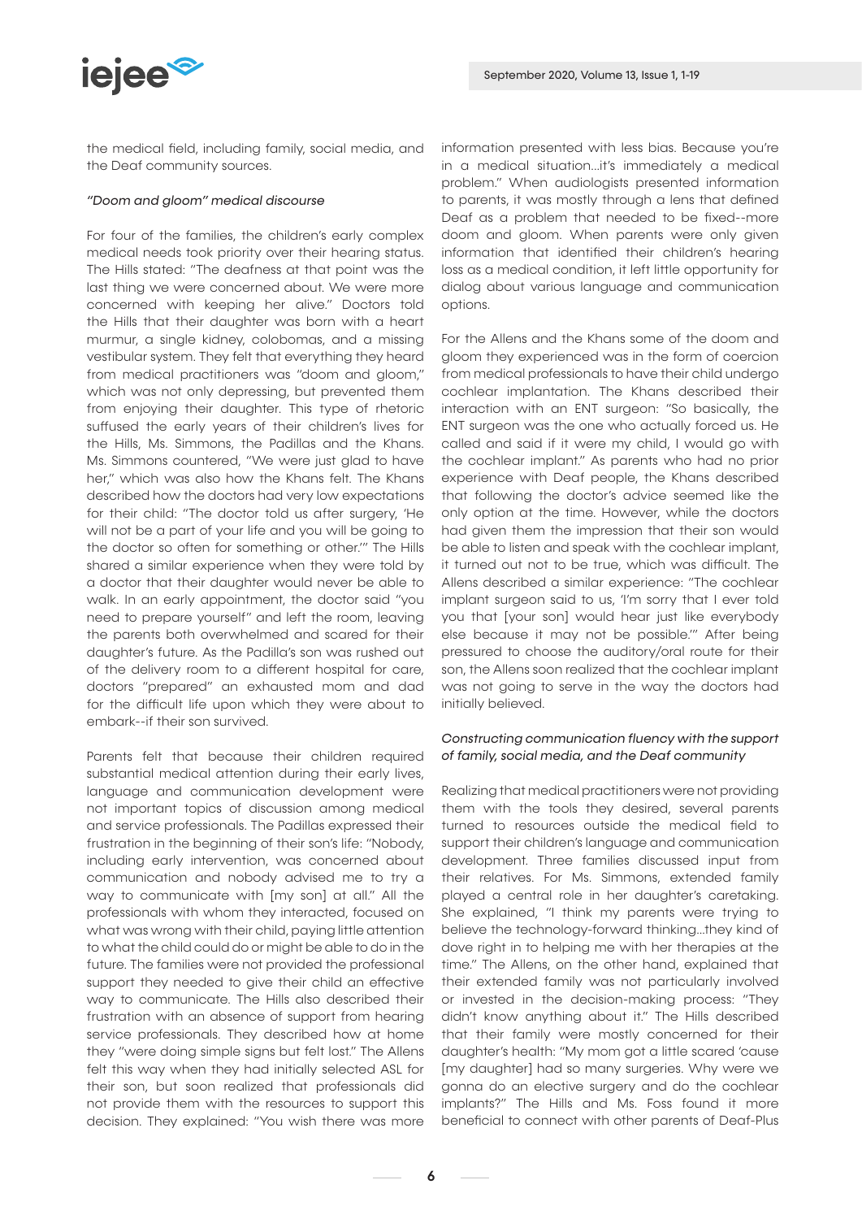the medical field, including family, social media, and the Deaf community sources.

*"Doom and gloom" medical discourse*

For four of the families, the children's early complex medical needs took priority over their hearing status. The Hills stated: "The deafness at that point was the last thing we were concerned about. We were more concerned with keeping her alive." Doctors told the Hills that their daughter was born with a heart murmur, a single kidney, colobomas, and a missing vestibular system. They felt that everything they heard from medical practitioners was "doom and gloom," which was not only depressing, but prevented them from enjoying their daughter. This type of rhetoric suffused the early years of their children's lives for the Hills, Ms. Simmons, the Padillas and the Khans. Ms. Simmons countered, "We were just glad to have her," which was also how the Khans felt. The Khans described how the doctors had very low expectations for their child: "The doctor told us after surgery, 'He will not be a part of your life and you will be going to the doctor so often for something or other.'" The Hills shared a similar experience when they were told by a doctor that their daughter would never be able to walk. In an early appointment, the doctor said "you need to prepare yourself" and left the room, leaving the parents both overwhelmed and scared for their daughter's future. As the Padilla's son was rushed out of the delivery room to a different hospital for care, doctors "prepared" an exhausted mom and dad for the difficult life upon which they were about to embark--if their son survived.

Parents felt that because their children required substantial medical attention during their early lives, language and communication development were not important topics of discussion among medical and service professionals. The Padillas expressed their frustration in the beginning of their son's life: "Nobody, including early intervention, was concerned about communication and nobody advised me to try a way to communicate with [my son] at all." All the professionals with whom they interacted, focused on what was wrong with their child, paying little attention to what the child could do or might be able to do in the future. The families were not provided the professional support they needed to give their child an effective way to communicate. The Hills also described their frustration with an absence of support from hearing service professionals. They described how at home they "were doing simple signs but felt lost." The Allens felt this way when they had initially selected ASL for their son, but soon realized that professionals did not provide them with the resources to support this decision. They explained: "You wish there was more information presented with less bias. Because you're in a medical situation...it's immediately a medical problem." When audiologists presented information to parents, it was mostly through a lens that defined Deaf as a problem that needed to be fixed--more doom and gloom. When parents were only given information that identified their children's hearing loss as a medical condition, it left little opportunity for dialog about various language and communication options.

For the Allens and the Khans some of the doom and gloom they experienced was in the form of coercion from medical professionals to have their child undergo cochlear implantation. The Khans described their interaction with an ENT surgeon: "So basically, the ENT surgeon was the one who actually forced us. He called and said if it were my child, I would go with the cochlear implant." As parents who had no prior experience with Deaf people, the Khans described that following the doctor's advice seemed like the only option at the time. However, while the doctors had given them the impression that their son would be able to listen and speak with the cochlear implant, it turned out not to be true, which was difficult. The Allens described a similar experience: "The cochlear implant surgeon said to us, 'I'm sorry that I ever told you that [your son] would hear just like everybody else because it may not be possible.'" After being pressured to choose the auditory/oral route for their son, the Allens soon realized that the cochlear implant was not going to serve in the way the doctors had initially believed.

*Constructing communication fluency with the support of family, social media, and the Deaf community*

Realizing that medical practitioners were not providing them with the tools they desired, several parents turned to resources outside the medical field to support their children's language and communication development. Three families discussed input from their relatives. For Ms. Simmons, extended family played a central role in her daughter's caretaking. She explained, "I think my parents were trying to believe the technology-forward thinking...they kind of dove right in to helping me with her therapies at the time." The Allens, on the other hand, explained that their extended family was not particularly involved or invested in the decision-making process: "They didn't know anything about it." The Hills described that their family were mostly concerned for their daughter's health: "My mom got a little scared 'cause [my daughter] had so many surgeries. Why were we gonna do an elective surgery and do the cochlear implants?" The Hills and Ms. Foss found it more beneficial to connect with other parents of Deaf-Plus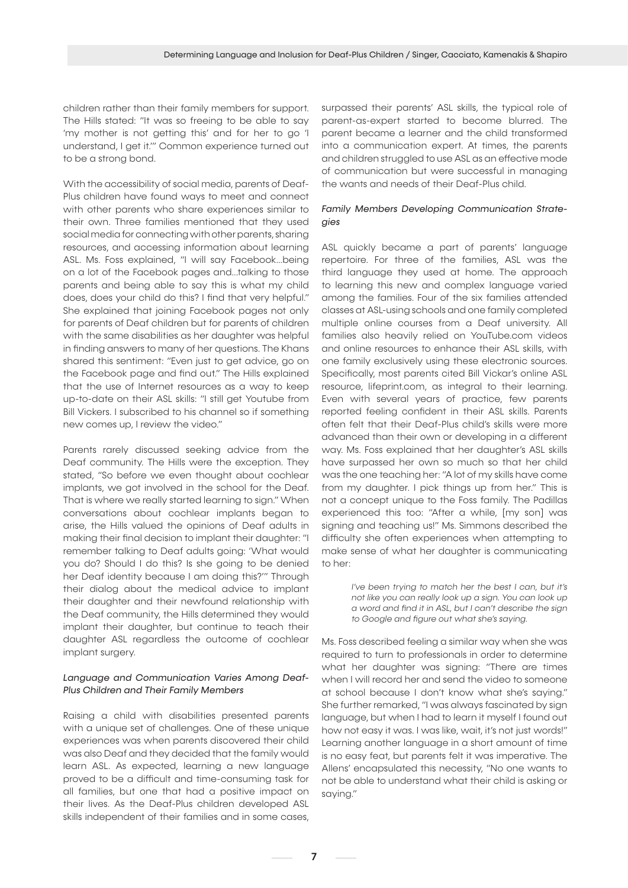children rather than their family members for support. The Hills stated: "It was so freeing to be able to say 'my mother is not getting this' and for her to go 'I understand, I get it.'" Common experience turned out to be a strong bond.

With the accessibility of social media, parents of Deaf-Plus children have found ways to meet and connect with other parents who share experiences similar to their own. Three families mentioned that they used social media for connecting with other parents, sharing resources, and accessing information about learning ASL. Ms. Foss explained, "I will say Facebook…being on a lot of the Facebook pages and…talking to those parents and being able to say this is what my child does, does your child do this? I find that very helpful." She explained that joining Facebook pages not only for parents of Deaf children but for parents of children with the same disabilities as her daughter was helpful in finding answers to many of her questions. The Khans shared this sentiment: "Even just to get advice, go on the Facebook page and find out." The Hills explained that the use of Internet resources as a way to keep up-to-date on their ASL skills: "I still get Youtube from Bill Vickers. I subscribed to his channel so if something new comes up, I review the video."

Parents rarely discussed seeking advice from the Deaf community. The Hills were the exception. They stated, "So before we even thought about cochlear implants, we got involved in the school for the Deaf. That is where we really started learning to sign." When conversations about cochlear implants began to arise, the Hills valued the opinions of Deaf adults in making their final decision to implant their daughter: "I remember talking to Deaf adults going: 'What would you do? Should I do this? Is she going to be denied her Deaf identity because I am doing this?'" Through their dialog about the medical advice to implant their daughter and their newfound relationship with the Deaf community, the Hills determined they would implant their daughter, but continue to teach their daughter ASL regardless the outcome of cochlear implant surgery.

### *Language and Communication Varies Among Deaf-Plus Children and Their Family Members*

Raising a child with disabilities presented parents with a unique set of challenges. One of these unique experiences was when parents discovered their child was also Deaf and they decided that the family would learn ASL. As expected, learning a new language proved to be a difficult and time-consuming task for all families, but one that had a positive impact on their lives. As the Deaf-Plus children developed ASL skills independent of their families and in some cases, surpassed their parents' ASL skills, the typical role of parent-as-expert started to become blurred. The parent became a learner and the child transformed into a communication expert. At times, the parents and children struggled to use ASL as an effective mode of communication but were successful in managing the wants and needs of their Deaf-Plus child.

### *Family Members Developing Communication Strategies*

ASL quickly became a part of parents' language repertoire. For three of the families, ASL was the third language they used at home. The approach to learning this new and complex language varied among the families. Four of the six families attended classes at ASL-using schools and one family completed multiple online courses from a Deaf university. All families also heavily relied on YouTube.com videos and online resources to enhance their ASL skills, with one family exclusively using these electronic sources. Specifically, most parents cited Bill Vickar's online ASL resource, lifeprint.com, as integral to their learning. Even with several years of practice, few parents reported feeling confident in their ASL skills. Parents often felt that their Deaf-Plus child's skills were more advanced than their own or developing in a different way. Ms. Foss explained that her daughter's ASL skills have surpassed her own so much so that her child was the one teaching her: "A lot of my skills have come from my daughter. I pick things up from her." This is not a concept unique to the Foss family. The Padillas experienced this too: "After a while, [my son] was signing and teaching us!" Ms. Simmons described the difficulty she often experiences when attempting to make sense of what her daughter is communicating to her:

> *I've been trying to match her the best I can, but it's not like you can really look up a sign. You can look up a word and find it in ASL, but I can't describe the sign to Google and figure out what she's saying.*

Ms. Foss described feeling a similar way when she was required to turn to professionals in order to determine what her daughter was signing: "There are times when I will record her and send the video to someone at school because I don't know what she's saying." She further remarked, "I was always fascinated by sign language, but when I had to learn it myself I found out how not easy it was. I was like, wait, it's not just words!" Learning another language in a short amount of time is no easy feat, but parents felt it was imperative. The Allens' encapsulated this necessity, "No one wants to not be able to understand what their child is asking or saying."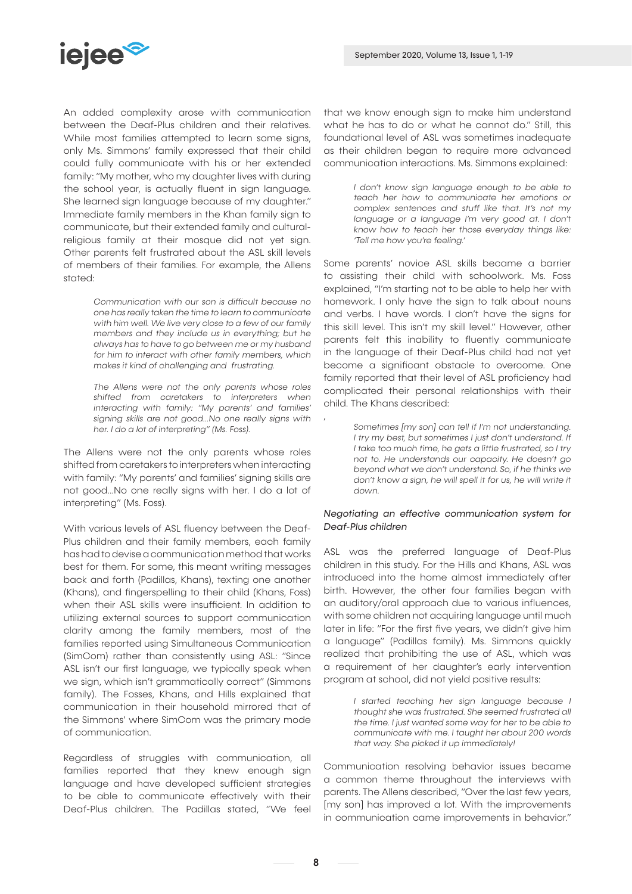An added complexity arose with communication between the Deaf-Plus children and their relatives. While most families attempted to learn some signs, only Ms. Simmons' family expressed that their child could fully communicate with his or her extended family: "My mother, who my daughter lives with during the school year, is actually fluent in sign language. She learned sign language because of my daughter." Immediate family members in the Khan family sign to communicate, but their extended family and cultural-religious family at their mosque did not yet sign. Other parents felt frustrated about the ASL skill levels of members of their families. For example, the Allens stated:

> *Communication with our son is difficult because no one has really taken the time to learn to communicate with him well. We live very close to a few of our family members and they include us in everything; but he always has to have to go between me or my husband for him to interact with other family members, which makes it kind of challenging and frustrating.*
>
> *The Allens were not the only parents whose roles shifted from caretakers to interpreters when interacting with family: "My parents' and families' signing skills are not good...No one really signs with her. I do a lot of interpreting" (Ms. Foss).*

The Allens were not the only parents whose roles shifted from caretakers to interpreters when interacting with family: "My parents' and families' signing skills are not good...No one really signs with her. I do a lot of interpreting" (Ms. Foss).

With various levels of ASL fluency between the Deaf-Plus children and their family members, each family has had to devise a communication method that works best for them. For some, this meant writing messages back and forth (Padillas, Khans), texting one another (Khans), and fingerspelling to their child (Khans, Foss) when their ASL skills were insufficient. In addition to utilizing external sources to support communication clarity among the family members, most of the families reported using Simultaneous Communication (SimCom) rather than consistently using ASL: "Since ASL isn't our first language, we typically speak when we sign, which isn't grammatically correct" (Simmons family). The Fosses, Khans, and Hills explained that communication in their household mirrored that of the Simmons' where SimCom was the primary mode of communication.

Regardless of struggles with communication, all families reported that they knew enough sign language and have developed sufficient strategies to be able to communicate effectively with their Deaf-Plus children. The Padillas stated, "We feel that we know enough sign to make him understand what he has to do or what he cannot do." Still, this foundational level of ASL was sometimes inadequate as their children began to require more advanced communication interactions. Ms. Simmons explained:

> *I don't know sign language enough to be able to teach her how to communicate her emotions or complex sentences and stuff like that. It's not my language or a language I'm very good at. I don't know how to teach her those everyday things like: 'Tell me how you're feeling.'*

Some parents' novice ASL skills became a barrier to assisting their child with schoolwork. Ms. Foss explained, "I'm starting not to be able to help her with homework. I only have the sign to talk about nouns and verbs. I have words. I don't have the signs for this skill level. This isn't my skill level." However, other parents felt this inability to fluently communicate in the language of their Deaf-Plus child had not yet become a significant obstacle to overcome. One family reported that their level of ASL proficiency had complicated their personal relationships with their child. The Khans described:

> *Sometimes [my son] can tell if I'm not understanding. I try my best, but sometimes I just don't understand. If I take too much time, he gets a little frustrated, so I try not to. He understands our capacity. He doesn't go beyond what we don't understand. So, if he thinks we don't know a sign, he will spell it for us, he will write it down.*

*Negotiating an effective communication system for Deaf-Plus children*

ASL was the preferred language of Deaf-Plus children in this study. For the Hills and Khans, ASL was introduced into the home almost immediately after birth. However, the other four families began with an auditory/oral approach due to various influences, with some children not acquiring language until much later in life: "For the first five years, we didn't give him a language" (Padillas family). Ms. Simmons quickly realized that prohibiting the use of ASL, which was a requirement of her daughter's early intervention program at school, did not yield positive results:

> *I started teaching her sign language because I thought she was frustrated. She seemed frustrated all the time. I just wanted some way for her to be able to communicate with me. I taught her about 200 words that way. She picked it up immediately!*

Communication resolving behavior issues became a common theme throughout the interviews with parents. The Allens described, "Over the last few years, [my son] has improved a lot. With the improvements in communication came improvements in behavior."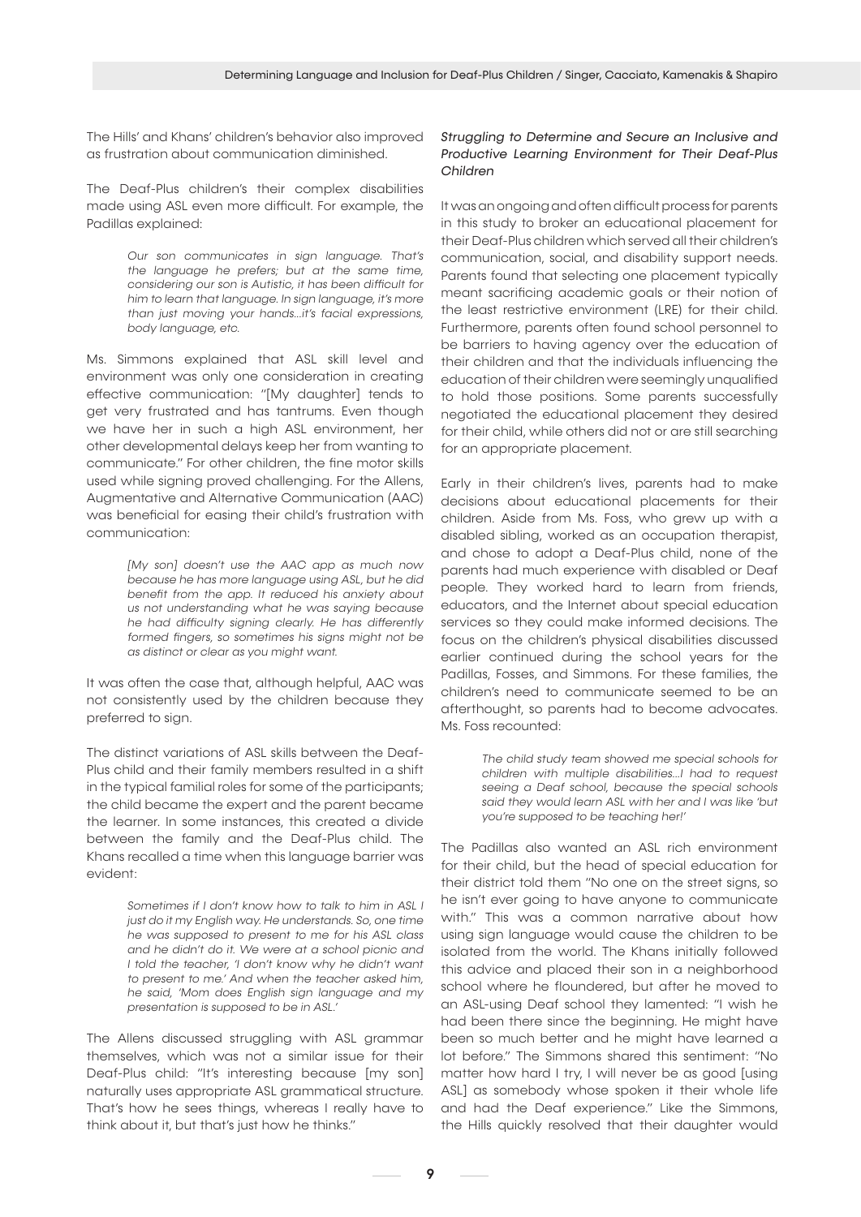The Hills' and Khans' children's behavior also improved as frustration about communication diminished.

The Deaf-Plus children's their complex disabilities made using ASL even more difficult. For example, the Padillas explained:

> *Our son communicates in sign language. That's the language he prefers; but at the same time, considering our son is Autistic, it has been difficult for him to learn that language. In sign language, it's more than just moving your hands...it's facial expressions, body language, etc.*

Ms. Simmons explained that ASL skill level and environment was only one consideration in creating effective communication: "[My daughter] tends to get very frustrated and has tantrums. Even though we have her in such a high ASL environment, her other developmental delays keep her from wanting to communicate." For other children, the fine motor skills used while signing proved challenging. For the Allens, Augmentative and Alternative Communication (AAC) was beneficial for easing their child's frustration with communication:

> *[My son] doesn't use the AAC app as much now because he has more language using ASL, but he did benefit from the app. It reduced his anxiety about us not understanding what he was saying because he had difficulty signing clearly. He has differently formed fingers, so sometimes his signs might not be as distinct or clear as you might want.*

It was often the case that, although helpful, AAC was not consistently used by the children because they preferred to sign.

The distinct variations of ASL skills between the Deaf-Plus child and their family members resulted in a shift in the typical familial roles for some of the participants; the child became the expert and the parent became the learner. In some instances, this created a divide between the family and the Deaf-Plus child. The Khans recalled a time when this language barrier was evident:

> *Sometimes if I don't know how to talk to him in ASL I just do it my English way. He understands. So, one time he was supposed to present to me for his ASL class and he didn't do it. We were at a school picnic and I told the teacher, 'I don't know why he didn't want to present to me.' And when the teacher asked him, he said, 'Mom does English sign language and my presentation is supposed to be in ASL.'*

The Allens discussed struggling with ASL grammar themselves, which was not a similar issue for their Deaf-Plus child: "It's interesting because [my son] naturally uses appropriate ASL grammatical structure. That's how he sees things, whereas I really have to think about it, but that's just how he thinks."

### *Struggling to Determine and Secure an Inclusive and Productive Learning Environment for Their Deaf-Plus Children*

It was an ongoing and often difficult process for parents in this study to broker an educational placement for their Deaf-Plus children which served all their children's communication, social, and disability support needs. Parents found that selecting one placement typically meant sacrificing academic goals or their notion of the least restrictive environment (LRE) for their child. Furthermore, parents often found school personnel to be barriers to having agency over the education of their children and that the individuals influencing the education of their children were seemingly unqualified to hold those positions. Some parents successfully negotiated the educational placement they desired for their child, while others did not or are still searching for an appropriate placement.

Early in their children's lives, parents had to make decisions about educational placements for their children. Aside from Ms. Foss, who grew up with a disabled sibling, worked as an occupation therapist, and chose to adopt a Deaf-Plus child, none of the parents had much experience with disabled or Deaf people. They worked hard to learn from friends, educators, and the Internet about special education services so they could make informed decisions. The focus on the children's physical disabilities discussed earlier continued during the school years for the Padillas, Fosses, and Simmons. For these families, the children's need to communicate seemed to be an afterthought, so parents had to become advocates. Ms. Foss recounted:

> *The child study team showed me special schools for children with multiple disabilities...I had to request seeing a Deaf school, because the special schools said they would learn ASL with her and I was like 'but you're supposed to be teaching her!'*

The Padillas also wanted an ASL rich environment for their child, but the head of special education for their district told them "No one on the street signs, so he isn't ever going to have anyone to communicate with." This was a common narrative about how using sign language would cause the children to be isolated from the world. The Khans initially followed this advice and placed their son in a neighborhood school where he floundered, but after he moved to an ASL-using Deaf school they lamented: "I wish he had been there since the beginning. He might have been so much better and he might have learned a lot before." The Simmons shared this sentiment: "No matter how hard I try, I will never be as good [using ASL] as somebody whose spoken it their whole life and had the Deaf experience." Like the Simmons, the Hills quickly resolved that their daughter would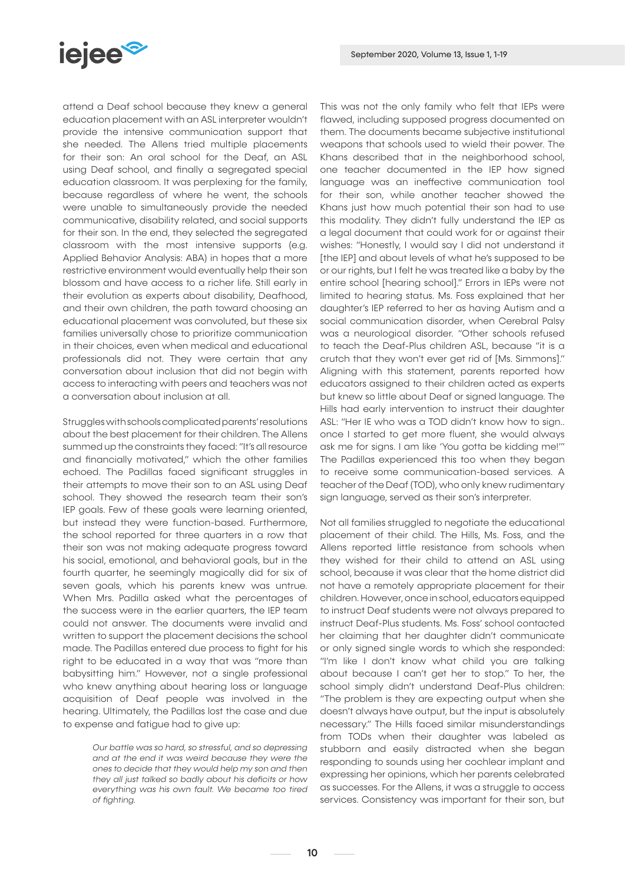attend a Deaf school because they knew a general education placement with an ASL interpreter wouldn't provide the intensive communication support that she needed. The Allens tried multiple placements for their son: An oral school for the Deaf, an ASL using Deaf school, and finally a segregated special education classroom. It was perplexing for the family, because regardless of where he went, the schools were unable to simultaneously provide the needed communicative, disability related, and social supports for their son. In the end, they selected the segregated classroom with the most intensive supports (e.g. Applied Behavior Analysis: ABA) in hopes that a more restrictive environment would eventually help their son blossom and have access to a richer life. Still early in their evolution as experts about disability, Deafhood, and their own children, the path toward choosing an educational placement was convoluted, but these six families universally chose to prioritize communication in their choices, even when medical and educational professionals did not. They were certain that any conversation about inclusion that did not begin with access to interacting with peers and teachers was not a conversation about inclusion at all.

Struggles with schools complicated parents' resolutions about the best placement for their children. The Allens summed up the constraints they faced: "It's all resource and financially motivated," which the other families echoed. The Padillas faced significant struggles in their attempts to move their son to an ASL using Deaf school. They showed the research team their son's IEP goals. Few of these goals were learning oriented, but instead they were function-based. Furthermore, the school reported for three quarters in a row that their son was not making adequate progress toward his social, emotional, and behavioral goals, but in the fourth quarter, he seemingly magically did for six of seven goals, which his parents knew was untrue. When Mrs. Padilla asked what the percentages of the success were in the earlier quarters, the IEP team could not answer. The documents were invalid and written to support the placement decisions the school made. The Padillas entered due process to fight for his right to be educated in a way that was "more than babysitting him." However, not a single professional who knew anything about hearing loss or language acquisition of Deaf people was involved in the hearing. Ultimately, the Padillas lost the case and due to expense and fatigue had to give up:

> *Our battle was so hard, so stressful, and so depressing and at the end it was weird because they were the ones to decide that they would help my son and then they all just talked so badly about his deficits or how everything was his own fault. We became too tired of fighting.*

This was not the only family who felt that IEPs were flawed, including supposed progress documented on them. The documents became subjective institutional weapons that schools used to wield their power. The Khans described that in the neighborhood school, one teacher documented in the IEP how signed language was an ineffective communication tool for their son, while another teacher showed the Khans just how much potential their son had to use this modality. They didn't fully understand the IEP as a legal document that could work for or against their wishes: "Honestly, I would say I did not understand it [the IEP] and about levels of what he's supposed to be or our rights, but I felt he was treated like a baby by the entire school [hearing school]." Errors in IEPs were not limited to hearing status. Ms. Foss explained that her daughter's IEP referred to her as having Autism and a social communication disorder, when Cerebral Palsy was a neurological disorder. "Other schools refused to teach the Deaf-Plus children ASL, because "it is a crutch that they won't ever get rid of [Ms. Simmons]." Aligning with this statement, parents reported how educators assigned to their children acted as experts but knew so little about Deaf or signed language. The Hills had early intervention to instruct their daughter ASL: "Her IE who was a TOD didn't know how to sign.. once I started to get more fluent, she would always ask me for signs. I am like 'You gotta be kidding me!'" The Padillas experienced this too when they began to receive some communication-based services. A teacher of the Deaf (TOD), who only knew rudimentary sign language, served as their son's interpreter.

Not all families struggled to negotiate the educational placement of their child. The Hills, Ms. Foss, and the Allens reported little resistance from schools when they wished for their child to attend an ASL using school, because it was clear that the home district did not have a remotely appropriate placement for their children. However, once in school, educators equipped to instruct Deaf students were not always prepared to instruct Deaf-Plus students. Ms. Foss' school contacted her claiming that her daughter didn't communicate or only signed single words to which she responded: "I'm like I don't know what child you are talking about because I can't get her to stop." To her, the school simply didn't understand Deaf-Plus children: "The problem is they are expecting output when she doesn't always have output, but the input is absolutely necessary." The Hills faced similar misunderstandings from TODs when their daughter was labeled as stubborn and easily distracted when she began responding to sounds using her cochlear implant and expressing her opinions, which her parents celebrated as successes. For the Allens, it was a struggle to access services. Consistency was important for their son, but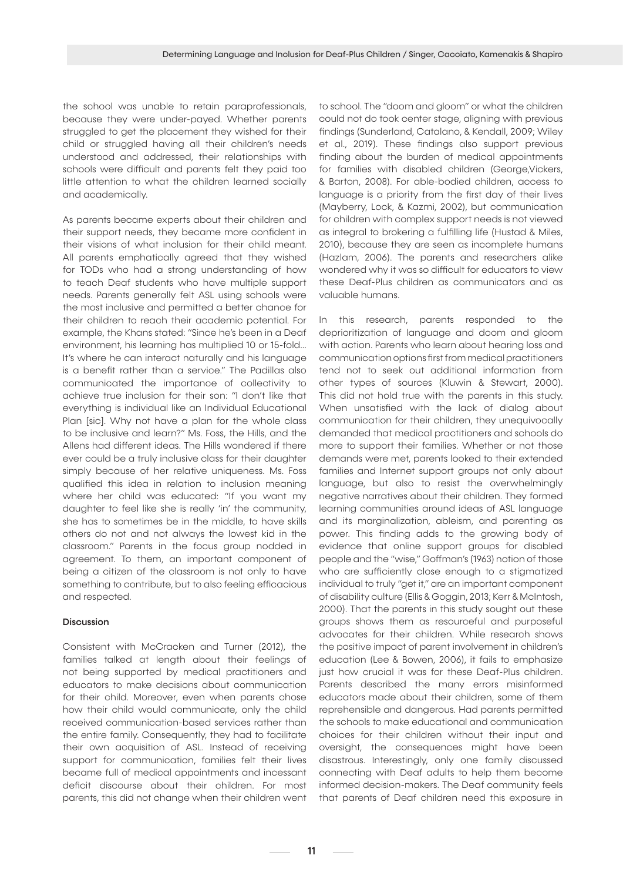the school was unable to retain paraprofessionals, because they were under-payed. Whether parents struggled to get the placement they wished for their child or struggled having all their children's needs understood and addressed, their relationships with schools were difficult and parents felt they paid too little attention to what the children learned socially and academically.

As parents became experts about their children and their support needs, they became more confident in their visions of what inclusion for their child meant. All parents emphatically agreed that they wished for TODs who had a strong understanding of how to teach Deaf students who have multiple support needs. Parents generally felt ASL using schools were the most inclusive and permitted a better chance for their children to reach their academic potential. For example, the Khans stated: "Since he's been in a Deaf environment, his learning has multiplied 10 or 15-fold... It's where he can interact naturally and his language is a benefit rather than a service." The Padillas also communicated the importance of collectivity to achieve true inclusion for their son: "I don't like that everything is individual like an Individual Educational Plan [sic]. Why not have a plan for the whole class to be inclusive and learn?" Ms. Foss, the Hills, and the Allens had different ideas. The Hills wondered if there ever could be a truly inclusive class for their daughter simply because of her relative uniqueness. Ms. Foss qualified this idea in relation to inclusion meaning where her child was educated: "If you want my daughter to feel like she is really 'in' the community, she has to sometimes be in the middle, to have skills others do not and not always the lowest kid in the classroom." Parents in the focus group nodded in agreement. To them, an important component of being a citizen of the classroom is not only to have something to contribute, but to also feeling efficacious and respected.

## Discussion

Consistent with McCracken and Turner (2012), the families talked at length about their feelings of not being supported by medical practitioners and educators to make decisions about communication for their child. Moreover, even when parents chose how their child would communicate, only the child received communication-based services rather than the entire family. Consequently, they had to facilitate their own acquisition of ASL. Instead of receiving support for communication, families felt their lives became full of medical appointments and incessant deficit discourse about their children. For most parents, this did not change when their children went to school. The "doom and gloom" or what the children could not do took center stage, aligning with previous findings (Sunderland, Catalano, & Kendall, 2009; Wiley et al., 2019). These findings also support previous finding about the burden of medical appointments for families with disabled children (George,Vickers, & Barton, 2008). For able-bodied children, access to language is a priority from the first day of their lives (Mayberry, Lock, & Kazmi, 2002), but communication for children with complex support needs is not viewed as integral to brokering a fulfilling life (Hustad & Miles, 2010), because they are seen as incomplete humans (Hazlam, 2006). The parents and researchers alike wondered why it was so difficult for educators to view these Deaf-Plus children as communicators and as valuable humans.

In this research, parents responded to the deprioritization of language and doom and gloom with action. Parents who learn about hearing loss and communication options first from medical practitioners tend not to seek out additional information from other types of sources (Kluwin & Stewart, 2000). This did not hold true with the parents in this study. When unsatisfied with the lack of dialog about communication for their children, they unequivocally demanded that medical practitioners and schools do more to support their families. Whether or not those demands were met, parents looked to their extended families and Internet support groups not only about language, but also to resist the overwhelmingly negative narratives about their children. They formed learning communities around ideas of ASL language and its marginalization, ableism, and parenting as power. This finding adds to the growing body of evidence that online support groups for disabled people and the "wise," Goffman's (1963) notion of those who are sufficiently close enough to a stigmatized individual to truly "get it," are an important component of disability culture (Ellis & Goggin, 2013; Kerr & McIntosh, 2000). That the parents in this study sought out these groups shows them as resourceful and purposeful advocates for their children. While research shows the positive impact of parent involvement in children's education (Lee & Bowen, 2006), it fails to emphasize just how crucial it was for these Deaf-Plus children. Parents described the many errors misinformed educators made about their children, some of them reprehensible and dangerous. Had parents permitted the schools to make educational and communication choices for their children without their input and oversight, the consequences might have been disastrous. Interestingly, only one family discussed connecting with Deaf adults to help them become informed decision-makers. The Deaf community feels that parents of Deaf children need this exposure in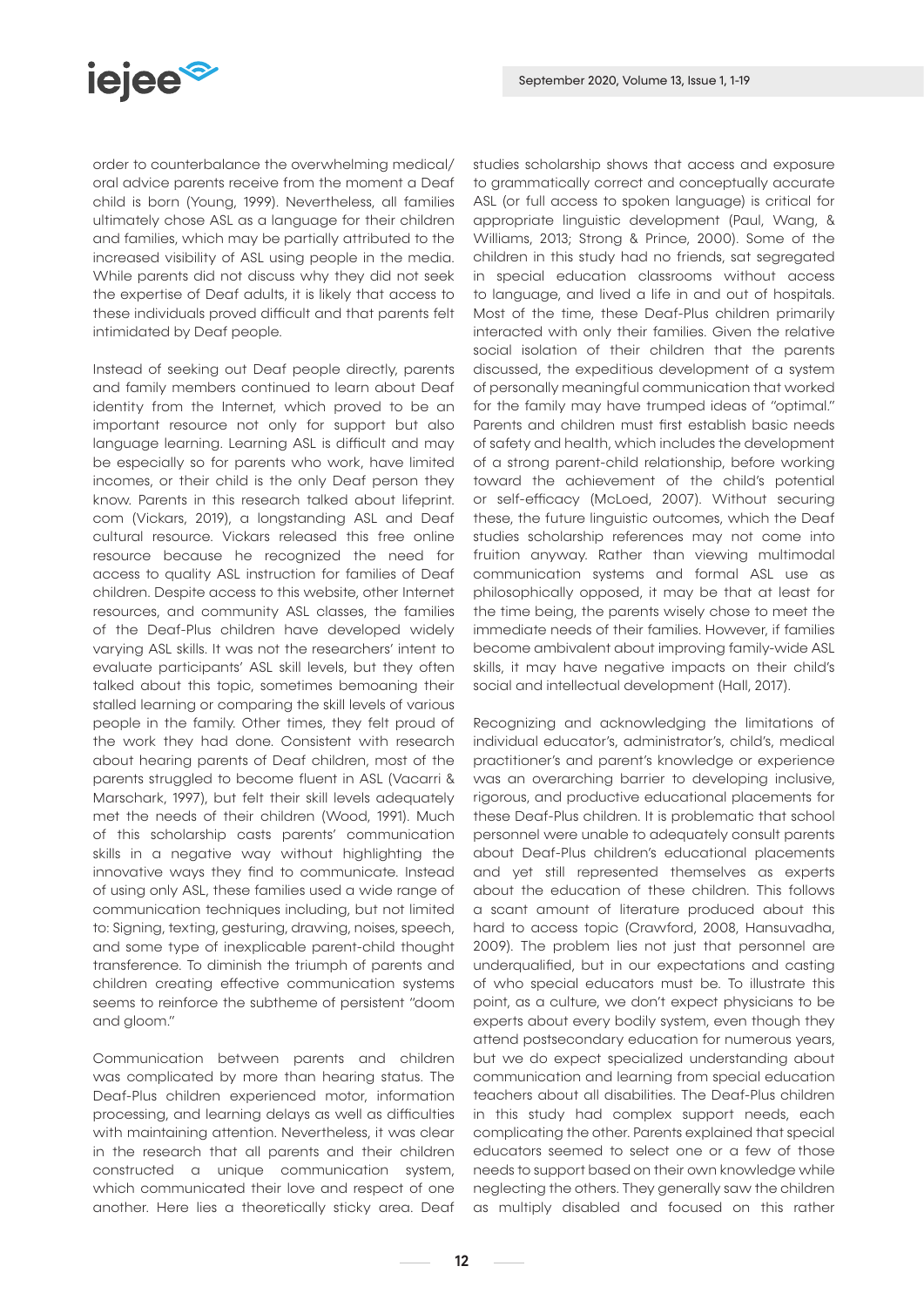order to counterbalance the overwhelming medical/oral advice parents receive from the moment a Deaf child is born (Young, 1999). Nevertheless, all families ultimately chose ASL as a language for their children and families, which may be partially attributed to the increased visibility of ASL using people in the media. While parents did not discuss why they did not seek the expertise of Deaf adults, it is likely that access to these individuals proved difficult and that parents felt intimidated by Deaf people.

Instead of seeking out Deaf people directly, parents and family members continued to learn about Deaf identity from the Internet, which proved to be an important resource not only for support but also language learning. Learning ASL is difficult and may be especially so for parents who work, have limited incomes, or their child is the only Deaf person they know. Parents in this research talked about lifeprint.com (Vickars, 2019), a longstanding ASL and Deaf cultural resource. Vickars released this free online resource because he recognized the need for access to quality ASL instruction for families of Deaf children. Despite access to this website, other Internet resources, and community ASL classes, the families of the Deaf-Plus children have developed widely varying ASL skills. It was not the researchers' intent to evaluate participants' ASL skill levels, but they often talked about this topic, sometimes bemoaning their stalled learning or comparing the skill levels of various people in the family. Other times, they felt proud of the work they had done. Consistent with research about hearing parents of Deaf children, most of the parents struggled to become fluent in ASL (Vacarri & Marschark, 1997), but felt their skill levels adequately met the needs of their children (Wood, 1991). Much of this scholarship casts parents' communication skills in a negative way without highlighting the innovative ways they find to communicate. Instead of using only ASL, these families used a wide range of communication techniques including, but not limited to: Signing, texting, gesturing, drawing, noises, speech, and some type of inexplicable parent-child thought transference. To diminish the triumph of parents and children creating effective communication systems seems to reinforce the subtheme of persistent "doom and gloom."

Communication between parents and children was complicated by more than hearing status. The Deaf-Plus children experienced motor, information processing, and learning delays as well as difficulties with maintaining attention. Nevertheless, it was clear in the research that all parents and their children constructed a unique communication system, which communicated their love and respect of one another. Here lies a theoretically sticky area. Deaf studies scholarship shows that access and exposure to grammatically correct and conceptually accurate ASL (or full access to spoken language) is critical for appropriate linguistic development (Paul, Wang, & Williams, 2013; Strong & Prince, 2000). Some of the children in this study had no friends, sat segregated in special education classrooms without access to language, and lived a life in and out of hospitals. Most of the time, these Deaf-Plus children primarily interacted with only their families. Given the relative social isolation of their children that the parents discussed, the expeditious development of a system of personally meaningful communication that worked for the family may have trumped ideas of "optimal." Parents and children must first establish basic needs of safety and health, which includes the development of a strong parent-child relationship, before working toward the achievement of the child's potential or self-efficacy (McLoed, 2007). Without securing these, the future linguistic outcomes, which the Deaf studies scholarship references may not come into fruition anyway. Rather than viewing multimodal communication systems and formal ASL use as philosophically opposed, it may be that at least for the time being, the parents wisely chose to meet the immediate needs of their families. However, if families become ambivalent about improving family-wide ASL skills, it may have negative impacts on their child's social and intellectual development (Hall, 2017).

Recognizing and acknowledging the limitations of individual educator's, administrator's, child's, medical practitioner's and parent's knowledge or experience was an overarching barrier to developing inclusive, rigorous, and productive educational placements for these Deaf-Plus children. It is problematic that school personnel were unable to adequately consult parents about Deaf-Plus children's educational placements and yet still represented themselves as experts about the education of these children. This follows a scant amount of literature produced about this hard to access topic (Crawford, 2008, Hansuvadha, 2009). The problem lies not just that personnel are underqualified, but in our expectations and casting of who special educators must be. To illustrate this point, as a culture, we don't expect physicians to be experts about every bodily system, even though they attend postsecondary education for numerous years, but we do expect specialized understanding about communication and learning from special education teachers about all disabilities. The Deaf-Plus children in this study had complex support needs, each complicating the other. Parents explained that special educators seemed to select one or a few of those needs to support based on their own knowledge while neglecting the others. They generally saw the children as multiply disabled and focused on this rather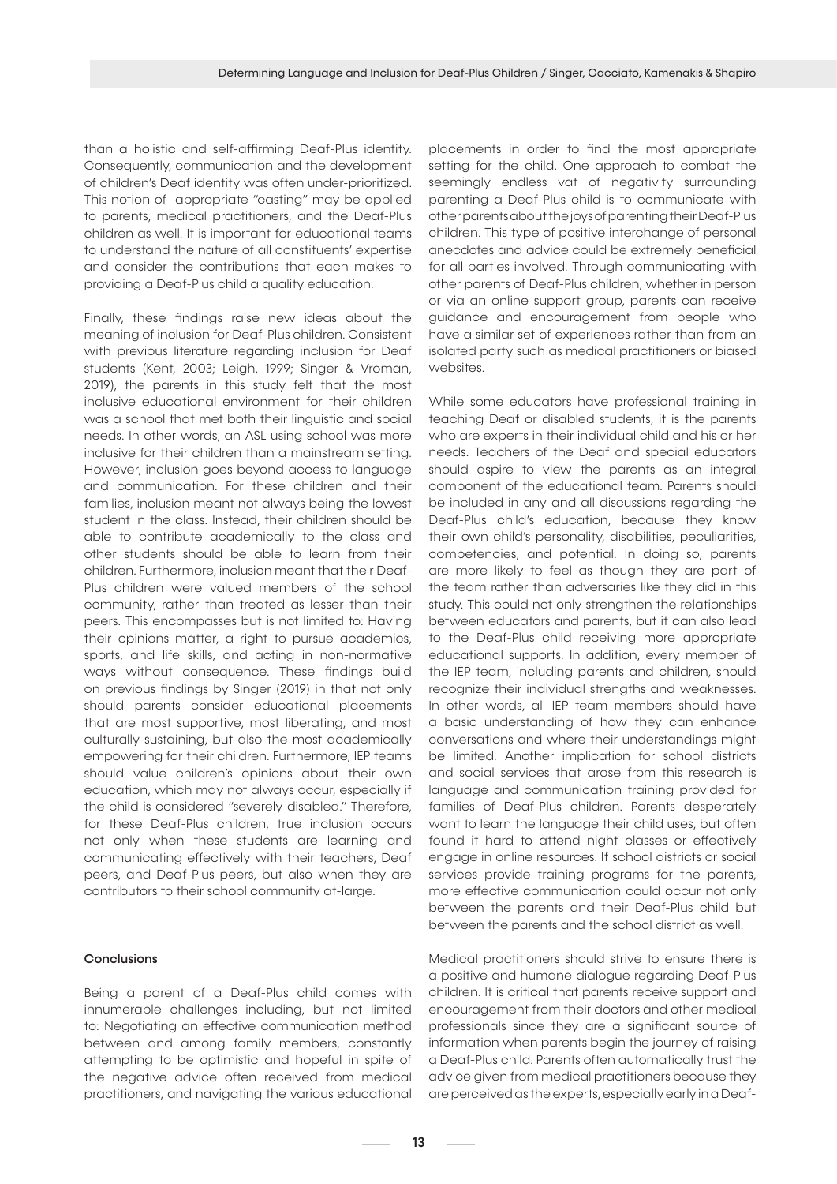than a holistic and self-affirming Deaf-Plus identity. Consequently, communication and the development of children's Deaf identity was often under-prioritized. This notion of appropriate "casting" may be applied to parents, medical practitioners, and the Deaf-Plus children as well. It is important for educational teams to understand the nature of all constituents' expertise and consider the contributions that each makes to providing a Deaf-Plus child a quality education.

Finally, these findings raise new ideas about the meaning of inclusion for Deaf-Plus children. Consistent with previous literature regarding inclusion for Deaf students (Kent, 2003; Leigh, 1999; Singer & Vroman, 2019), the parents in this study felt that the most inclusive educational environment for their children was a school that met both their linguistic and social needs. In other words, an ASL using school was more inclusive for their children than a mainstream setting. However, inclusion goes beyond access to language and communication. For these children and their families, inclusion meant not always being the lowest student in the class. Instead, their children should be able to contribute academically to the class and other students should be able to learn from their children. Furthermore, inclusion meant that their Deaf-Plus children were valued members of the school community, rather than treated as lesser than their peers. This encompasses but is not limited to: Having their opinions matter, a right to pursue academics, sports, and life skills, and acting in non-normative ways without consequence. These findings build on previous findings by Singer (2019) in that not only should parents consider educational placements that are most supportive, most liberating, and most culturally-sustaining, but also the most academically empowering for their children. Furthermore, IEP teams should value children's opinions about their own education, which may not always occur, especially if the child is considered "severely disabled." Therefore, for these Deaf-Plus children, true inclusion occurs not only when these students are learning and communicating effectively with their teachers, Deaf peers, and Deaf-Plus peers, but also when they are contributors to their school community at-large.

**Conclusions**

Being a parent of a Deaf-Plus child comes with innumerable challenges including, but not limited to: Negotiating an effective communication method between and among family members, constantly attempting to be optimistic and hopeful in spite of the negative advice often received from medical practitioners, and navigating the various educational placements in order to find the most appropriate setting for the child. One approach to combat the seemingly endless vat of negativity surrounding parenting a Deaf-Plus child is to communicate with other parents about the joys of parenting their Deaf-Plus children. This type of positive interchange of personal anecdotes and advice could be extremely beneficial for all parties involved. Through communicating with other parents of Deaf-Plus children, whether in person or via an online support group, parents can receive guidance and encouragement from people who have a similar set of experiences rather than from an isolated party such as medical practitioners or biased websites.

While some educators have professional training in teaching Deaf or disabled students, it is the parents who are experts in their individual child and his or her needs. Teachers of the Deaf and special educators should aspire to view the parents as an integral component of the educational team. Parents should be included in any and all discussions regarding the Deaf-Plus child's education, because they know their own child's personality, disabilities, peculiarities, competencies, and potential. In doing so, parents are more likely to feel as though they are part of the team rather than adversaries like they did in this study. This could not only strengthen the relationships between educators and parents, but it can also lead to the Deaf-Plus child receiving more appropriate educational supports. In addition, every member of the IEP team, including parents and children, should recognize their individual strengths and weaknesses. In other words, all IEP team members should have a basic understanding of how they can enhance conversations and where their understandings might be limited. Another implication for school districts and social services that arose from this research is language and communication training provided for families of Deaf-Plus children. Parents desperately want to learn the language their child uses, but often found it hard to attend night classes or effectively engage in online resources. If school districts or social services provide training programs for the parents, more effective communication could occur not only between the parents and their Deaf-Plus child but between the parents and the school district as well.

Medical practitioners should strive to ensure there is a positive and humane dialogue regarding Deaf-Plus children. It is critical that parents receive support and encouragement from their doctors and other medical professionals since they are a significant source of information when parents begin the journey of raising a Deaf-Plus child. Parents often automatically trust the advice given from medical practitioners because they are perceived as the experts, especially early in a Deaf-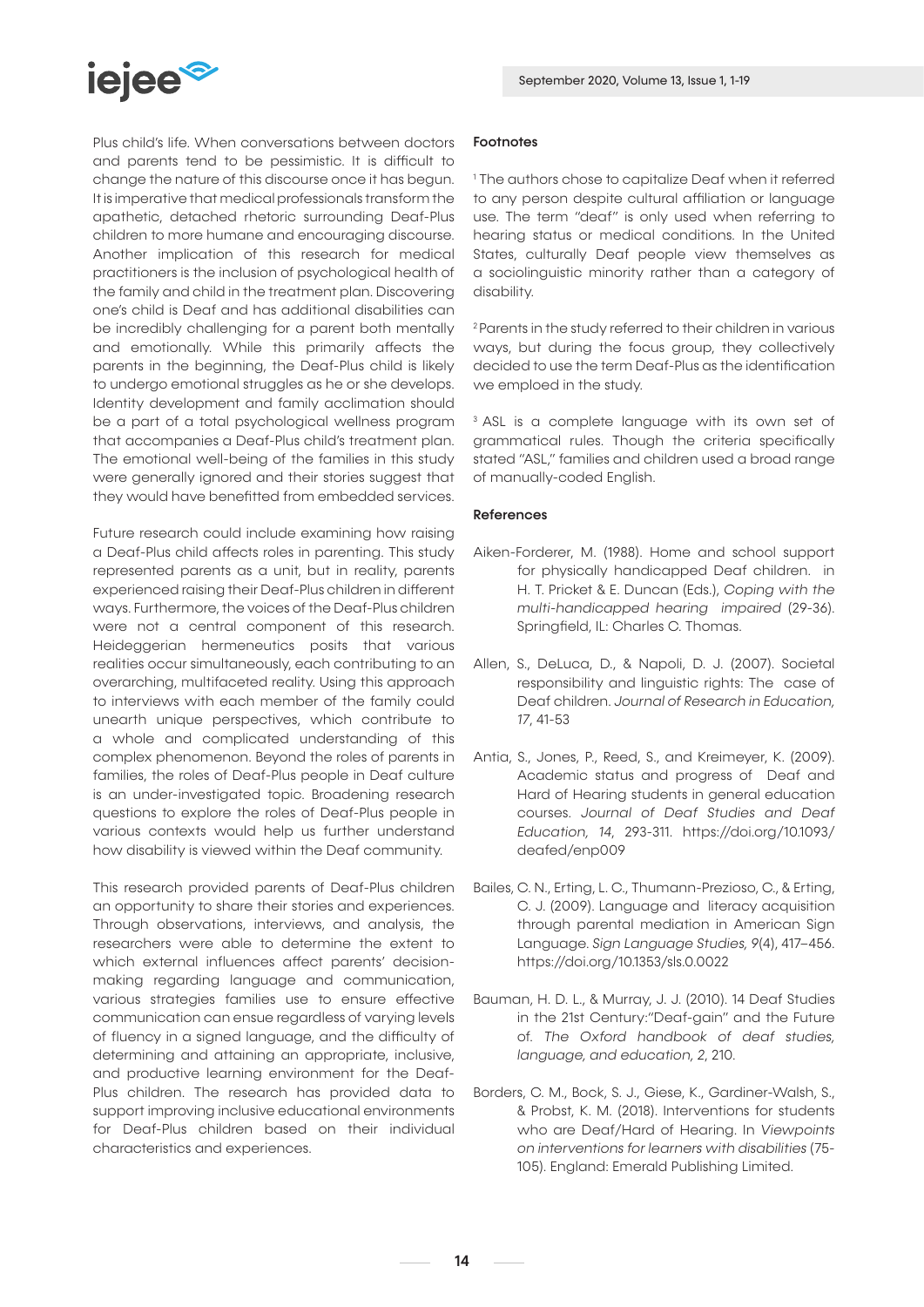Plus child's life. When conversations between doctors and parents tend to be pessimistic. It is difficult to change the nature of this discourse once it has begun. It is imperative that medical professionals transform the apathetic, detached rhetoric surrounding Deaf-Plus children to more humane and encouraging discourse. Another implication of this research for medical practitioners is the inclusion of psychological health of the family and child in the treatment plan. Discovering one's child is Deaf and has additional disabilities can be incredibly challenging for a parent both mentally and emotionally. While this primarily affects the parents in the beginning, the Deaf-Plus child is likely to undergo emotional struggles as he or she develops. Identity development and family acclimation should be a part of a total psychological wellness program that accompanies a Deaf-Plus child's treatment plan. The emotional well-being of the families in this study were generally ignored and their stories suggest that they would have benefitted from embedded services.

Future research could include examining how raising a Deaf-Plus child affects roles in parenting. This study represented parents as a unit, but in reality, parents experienced raising their Deaf-Plus children in different ways. Furthermore, the voices of the Deaf-Plus children were not a central component of this research. Heideggerian hermeneutics posits that various realities occur simultaneously, each contributing to an overarching, multifaceted reality. Using this approach to interviews with each member of the family could unearth unique perspectives, which contribute to a whole and complicated understanding of this complex phenomenon. Beyond the roles of parents in families, the roles of Deaf-Plus people in Deaf culture is an under-investigated topic. Broadening research questions to explore the roles of Deaf-Plus people in various contexts would help us further understand how disability is viewed within the Deaf community.

This research provided parents of Deaf-Plus children an opportunity to share their stories and experiences. Through observations, interviews, and analysis, the researchers were able to determine the extent to which external influences affect parents' decision-making regarding language and communication, various strategies families use to ensure effective communication can ensue regardless of varying levels of fluency in a signed language, and the difficulty of determining and attaining an appropriate, inclusive, and productive learning environment for the Deaf-Plus children. The research has provided data to support improving inclusive educational environments for Deaf-Plus children based on their individual characteristics and experiences.

### Footnotes

[1] The authors chose to capitalize Deaf when it referred to any person despite cultural affiliation or language use. The term "deaf" is only used when referring to hearing status or medical conditions. In the United States, culturally Deaf people view themselves as a sociolinguistic minority rather than a category of disability.

[2] Parents in the study referred to their children in various ways, but during the focus group, they collectively decided to use the term Deaf-Plus as the identification we emploed in the study.

[3] ASL is a complete language with its own set of grammatical rules. Though the criteria specifically stated "ASL," families and children used a broad range of manually-coded English.

### References

Aiken-Forderer, M. (1988). Home and school support for physically handicapped Deaf children. in H. T. Pricket & E. Duncan (Eds.), *Coping with the multi-handicapped hearing impaired* (29-36). Springfield, IL: Charles C. Thomas.

Allen, S., DeLuca, D., & Napoli, D. J. (2007). Societal responsibility and linguistic rights: The case of Deaf children. *Journal of Research in Education, 17*, 41-53

Antia, S., Jones, P., Reed, S., and Kreimeyer, K. (2009). Academic status and progress of Deaf and Hard of Hearing students in general education courses. *Journal of Deaf Studies and Deaf Education, 14*, 293-311. https://doi.org/10.1093/deafed/enp009

Bailes, C. N., Erting, L. C., Thumann-Prezioso, C., & Erting, C. J. (2009). Language and literacy acquisition through parental mediation in American Sign Language. *Sign Language Studies, 9*(4), 417–456. https://doi.org/10.1353/sls.0.0022

Bauman, H. D. L., & Murray, J. J. (2010). 14 Deaf Studies in the 21st Century:"Deaf-gain" and the Future of. *The Oxford handbook of deaf studies, language, and education, 2*, 210.

Borders, C. M., Bock, S. J., Giese, K., Gardiner-Walsh, S., & Probst, K. M. (2018). Interventions for students who are Deaf/Hard of Hearing. In *Viewpoints on interventions for learners with disabilities* (75-105). England: Emerald Publishing Limited.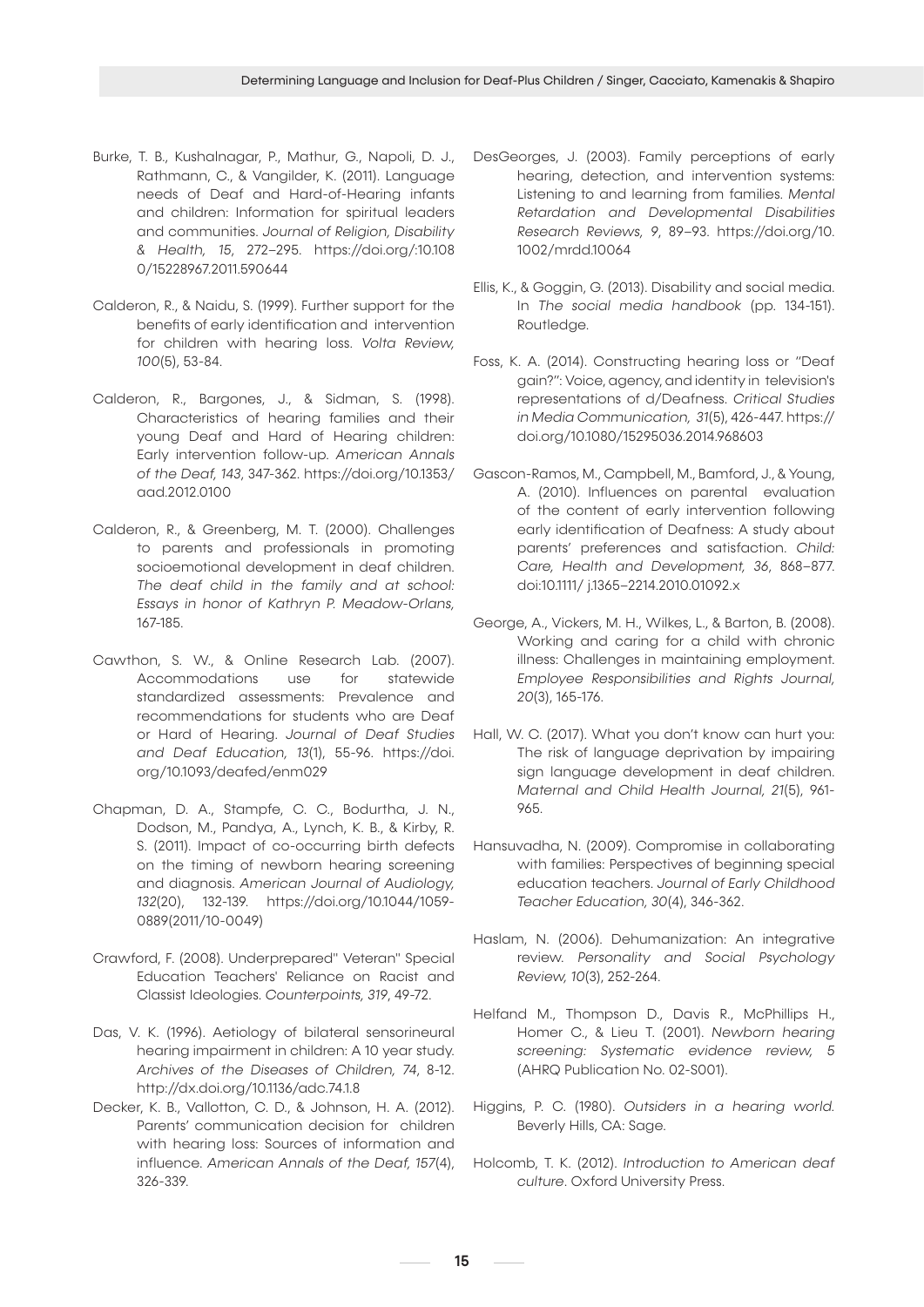Burke, T. B., Kushalnagar, P., Mathur, G., Napoli, D. J., Rathmann, C., & Vangilder, K. (2011). Language needs of Deaf and Hard-of-Hearing infants and children: Information for spiritual leaders and communities. *Journal of Religion, Disability & Health, 15*, 272–295. https://doi.org/:10.1080/15228967.2011.590644

Calderon, R., & Naidu, S. (1999). Further support for the benefits of early identification and intervention for children with hearing loss. *Volta Review, 100*(5), 53-84.

Calderon, R., Bargones, J., & Sidman, S. (1998). Characteristics of hearing families and their young Deaf and Hard of Hearing children: Early intervention follow-up. *American Annals of the Deaf, 143*, 347-362. https://doi.org/10.1353/aad.2012.0100

Calderon, R., & Greenberg, M. T. (2000). Challenges to parents and professionals in promoting socioemotional development in deaf children. *The deaf child in the family and at school: Essays in honor of Kathryn P. Meadow-Orlans*, 167-185.

Cawthon, S. W., & Online Research Lab. (2007). Accommodations use for statewide standardized assessments: Prevalence and recommendations for students who are Deaf or Hard of Hearing. *Journal of Deaf Studies and Deaf Education, 13*(1), 55-96. https://doi.org/10.1093/deafed/enm029

Chapman, D. A., Stampfe, C. C., Bodurtha, J. N., Dodson, M., Pandya, A., Lynch, K. B., & Kirby, R. S. (2011). Impact of co-occurring birth defects on the timing of newborn hearing screening and diagnosis. *American Journal of Audiology, 132*(20), 132-139. https://doi.org/10.1044/1059-0889(2011/10-0049)

Crawford, F. (2008). Underprepared" Veteran" Special Education Teachers' Reliance on Racist and Classist Ideologies. *Counterpoints, 319*, 49-72.

Das, V. K. (1996). Aetiology of bilateral sensorineural hearing impairment in children: A 10 year study. *Archives of the Diseases of Children, 74*, 8-12. http://dx.doi.org/10.1136/adc.74.1.8

Decker, K. B., Vallotton, C. D., & Johnson, H. A. (2012). Parents' communication decision for children with hearing loss: Sources of information and influence. *American Annals of the Deaf, 157*(4), 326-339.

DesGeorges, J. (2003). Family perceptions of early hearing, detection, and intervention systems: Listening to and learning from families. *Mental Retardation and Developmental Disabilities Research Reviews, 9*, 89–93. https://doi.org/10.1002/mrdd.10064

Ellis, K., & Goggin, G. (2013). Disability and social media. In *The social media handbook* (pp. 134-151). Routledge.

Foss, K. A. (2014). Constructing hearing loss or "Deaf gain?": Voice, agency, and identity in television's representations of d/Deafness. *Critical Studies in Media Communication, 31*(5), 426-447. https://doi.org/10.1080/15295036.2014.968603

Gascon-Ramos, M., Campbell, M., Bamford, J., & Young, A. (2010). Influences on parental evaluation of the content of early intervention following early identification of Deafness: A study about parents' preferences and satisfaction. *Child: Care, Health and Development, 36*, 868–877. doi:10.1111/ j.1365–2214.2010.01092.x

George, A., Vickers, M. H., Wilkes, L., & Barton, B. (2008). Working and caring for a child with chronic illness: Challenges in maintaining employment. *Employee Responsibilities and Rights Journal, 20*(3), 165-176.

Hall, W. C. (2017). What you don't know can hurt you: The risk of language deprivation by impairing sign language development in deaf children. *Maternal and Child Health Journal, 21*(5), 961-965.

Hansuvadha, N. (2009). Compromise in collaborating with families: Perspectives of beginning special education teachers. *Journal of Early Childhood Teacher Education, 30*(4), 346-362.

Haslam, N. (2006). Dehumanization: An integrative review. *Personality and Social Psychology Review, 10*(3), 252-264.

Helfand M., Thompson D., Davis R., McPhillips H., Homer C., & Lieu T. (2001). *Newborn hearing screening: Systematic evidence review, 5* (AHRQ Publication No. 02-S001).

Higgins, P. C. (1980). *Outsiders in a hearing world.* Beverly Hills, CA: Sage.

Holcomb, T. K. (2012). *Introduction to American deaf culture.* Oxford University Press.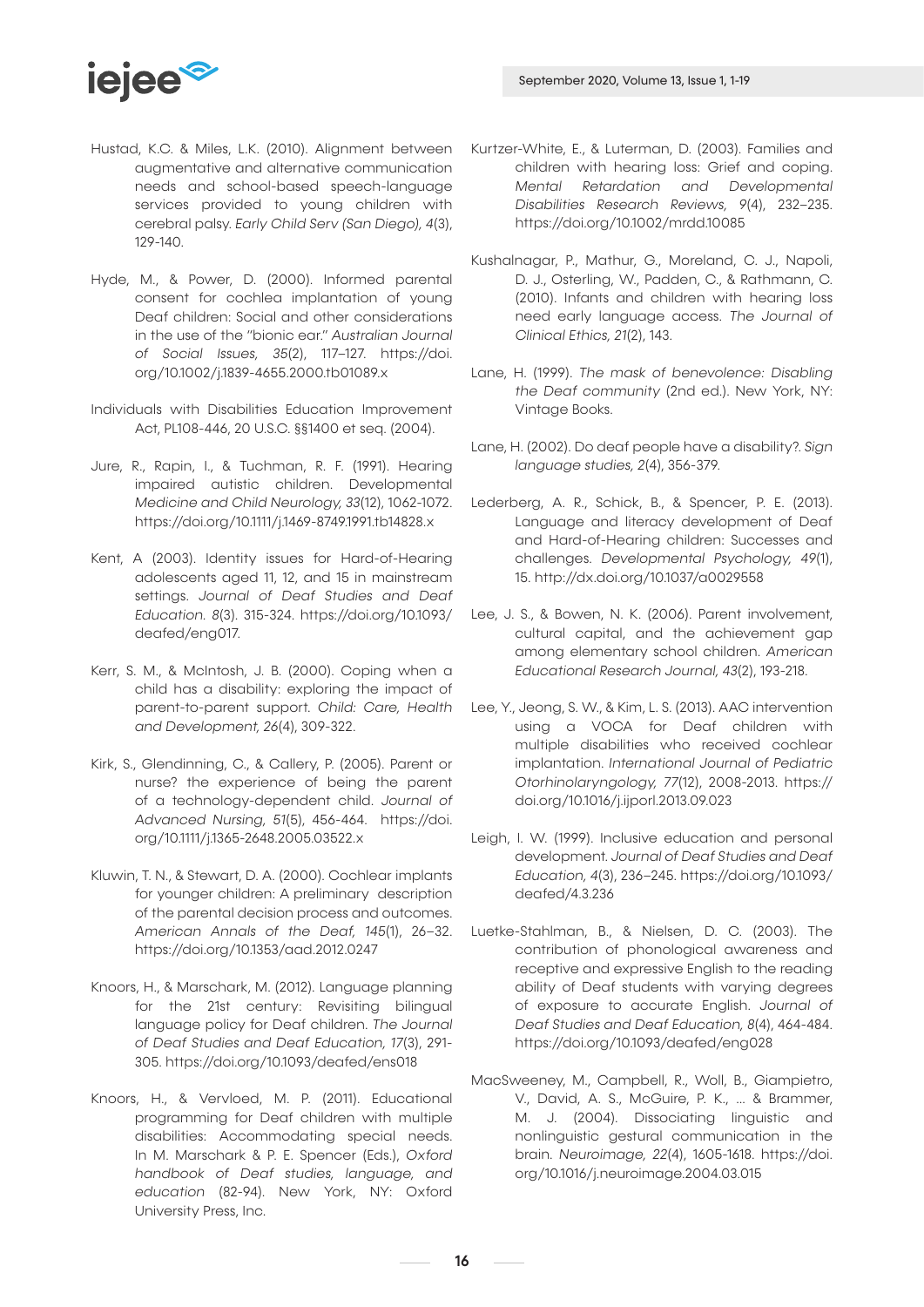Hustad, K.C. & Miles, L.K. (2010). Alignment between augmentative and alternative communication needs and school-based speech-language services provided to young children with cerebral palsy. *Early Child Serv (San Diego), 4*(3), 129-140.

Hyde, M., & Power, D. (2000). Informed parental consent for cochlea implantation of young Deaf children: Social and other considerations in the use of the "bionic ear." *Australian Journal of Social Issues, 35*(2), 117–127. https://doi.org/10.1002/j.1839-4655.2000.tb01089.x

Individuals with Disabilities Education Improvement Act, PL108-446, 20 U.S.C. §§1400 et seq. (2004).

Jure, R., Rapin, I., & Tuchman, R. F. (1991). Hearing impaired autistic children. Developmental *Medicine and Child Neurology, 33*(12), 1062-1072. https://doi.org/10.1111/j.1469-8749.1991.tb14828.x

Kent, A (2003). Identity issues for Hard-of-Hearing adolescents aged 11, 12, and 15 in mainstream settings. *Journal of Deaf Studies and Deaf Education. 8*(3). 315-324. https://doi.org/10.1093/deafed/eng017.

Kerr, S. M., & McIntosh, J. B. (2000). Coping when a child has a disability: exploring the impact of parent-to-parent support. *Child: Care, Health and Development, 26*(4), 309-322.

Kirk, S., Glendinning, C., & Callery, P. (2005). Parent or nurse? the experience of being the parent of a technology-dependent child. *Journal of Advanced Nursing, 51*(5), 456-464. https://doi.org/10.1111/j.1365-2648.2005.03522.x

Kluwin, T. N., & Stewart, D. A. (2000). Cochlear implants for younger children: A preliminary description of the parental decision process and outcomes. *American Annals of the Deaf, 145*(1), 26–32. https://doi.org/10.1353/aad.2012.0247

Knoors, H., & Marschark, M. (2012). Language planning for the 21st century: Revisiting bilingual language policy for Deaf children. *The Journal of Deaf Studies and Deaf Education, 17*(3), 291-305. https://doi.org/10.1093/deafed/ens018

Knoors, H., & Vervloed, M. P. (2011). Educational programming for Deaf children with multiple disabilities: Accommodating special needs. In M. Marschark & P. E. Spencer (Eds.), *Oxford handbook of Deaf studies, language, and education* (82-94). New York, NY: Oxford University Press, Inc.

Kurtzer-White, E., & Luterman, D. (2003). Families and children with hearing loss: Grief and coping. *Mental Retardation and Developmental Disabilities Research Reviews, 9*(4), 232–235. https://doi.org/10.1002/mrdd.10085

Kushalnagar, P., Mathur, G., Moreland, C. J., Napoli, D. J., Osterling, W., Padden, C., & Rathmann, C. (2010). Infants and children with hearing loss need early language access. *The Journal of Clinical Ethics, 21*(2), 143.

Lane, H. (1999). *The mask of benevolence: Disabling the Deaf community* (2nd ed.). New York, NY: Vintage Books.

Lane, H. (2002). Do deaf people have a disability?. *Sign language studies, 2*(4), 356-379.

Lederberg, A. R., Schick, B., & Spencer, P. E. (2013). Language and literacy development of Deaf and Hard-of-Hearing children: Successes and challenges. *Developmental Psychology, 49*(1), 15. http://dx.doi.org/10.1037/a0029558

Lee, J. S., & Bowen, N. K. (2006). Parent involvement, cultural capital, and the achievement gap among elementary school children. *American Educational Research Journal, 43*(2), 193-218.

Lee, Y., Jeong, S. W., & Kim, L. S. (2013). AAC intervention using a VOCA for Deaf children with multiple disabilities who received cochlear implantation. *International Journal of Pediatric Otorhinolaryngology, 77*(12), 2008-2013. https://doi.org/10.1016/j.ijporl.2013.09.023

Leigh, I. W. (1999). Inclusive education and personal development. *Journal of Deaf Studies and Deaf Education, 4*(3), 236–245. https://doi.org/10.1093/deafed/4.3.236

Luetke-Stahlman, B., & Nielsen, D. C. (2003). The contribution of phonological awareness and receptive and expressive English to the reading ability of Deaf students with varying degrees of exposure to accurate English. *Journal of Deaf Studies and Deaf Education, 8*(4), 464-484. https://doi.org/10.1093/deafed/eng028

MacSweeney, M., Campbell, R., Woll, B., Giampietro, V., David, A. S., McGuire, P. K., ... & Brammer, M. J. (2004). Dissociating linguistic and nonlinguistic gestural communication in the brain. *Neuroimage, 22*(4), 1605-1618. https://doi.org/10.1016/j.neuroimage.2004.03.015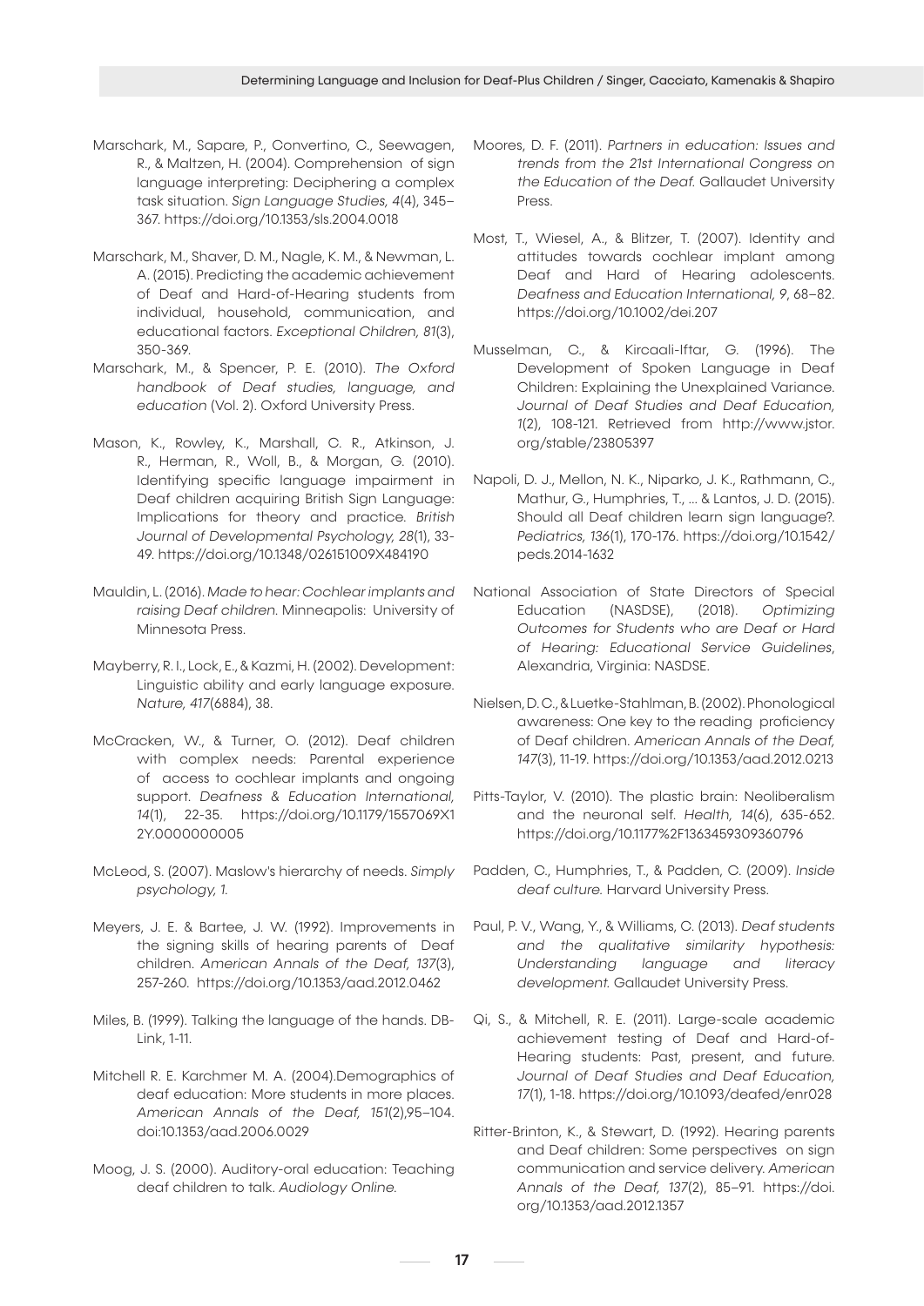Marschark, M., Sapare, P., Convertino, C., Seewagen, R., & Maltzen, H. (2004). Comprehension of sign language interpreting: Deciphering a complex task situation. *Sign Language Studies, 4*(4), 345–367. https://doi.org/10.1353/sls.2004.0018

Marschark, M., Shaver, D. M., Nagle, K. M., & Newman, L. A. (2015). Predicting the academic achievement of Deaf and Hard-of-Hearing students from individual, household, communication, and educational factors. *Exceptional Children, 81*(3), 350-369.

Marschark, M., & Spencer, P. E. (2010). *The Oxford handbook of Deaf studies, language, and education* (Vol. 2). Oxford University Press.

Mason, K., Rowley, K., Marshall, C. R., Atkinson, J. R., Herman, R., Woll, B., & Morgan, G. (2010). Identifying specific language impairment in Deaf children acquiring British Sign Language: Implications for theory and practice. *British Journal of Developmental Psychology, 28*(1), 33-49. https://doi.org/10.1348/026151009X484190

Mauldin, L. (2016). *Made to hear: Cochlear implants and raising Deaf children.* Minneapolis: University of Minnesota Press.

Mayberry, R. I., Lock, E., & Kazmi, H. (2002). Development: Linguistic ability and early language exposure. *Nature, 417*(6884), 38.

McCracken, W., & Turner, O. (2012). Deaf children with complex needs: Parental experience of access to cochlear implants and ongoing support. *Deafness & Education International, 14*(1), 22-35. https://doi.org/10.1179/1557069X12Y.0000000005

McLeod, S. (2007). Maslow's hierarchy of needs. *Simply psychology, 1.*

Meyers, J. E. & Bartee, J. W. (1992). Improvements in the signing skills of hearing parents of Deaf children. *American Annals of the Deaf, 137*(3), 257-260. https://doi.org/10.1353/aad.2012.0462

Miles, B. (1999). Talking the language of the hands. DB-Link, 1-11.

Mitchell R. E. Karchmer M. A. (2004).Demographics of deaf education: More students in more places. *American Annals of the Deaf, 151*(2),95–104. doi:10.1353/aad.2006.0029

Moog, J. S. (2000). Auditory-oral education: Teaching deaf children to talk. *Audiology Online.*

Moores, D. F. (2011). *Partners in education: Issues and trends from the 21st International Congress on the Education of the Deaf.* Gallaudet University Press.

Most, T., Wiesel, A., & Blitzer, T. (2007). Identity and attitudes towards cochlear implant among Deaf and Hard of Hearing adolescents. *Deafness and Education International, 9*, 68–82. https://doi.org/10.1002/dei.207

Musselman, C., & Kircaali-Iftar, G. (1996). The Development of Spoken Language in Deaf Children: Explaining the Unexplained Variance. *Journal of Deaf Studies and Deaf Education, 1*(2), 108-121. Retrieved from http://www.jstor.org/stable/23805397

Napoli, D. J., Mellon, N. K., Niparko, J. K., Rathmann, C., Mathur, G., Humphries, T., ... & Lantos, J. D. (2015). Should all Deaf children learn sign language?. *Pediatrics, 136*(1), 170-176. https://doi.org/10.1542/peds.2014-1632

National Association of State Directors of Special Education (NASDSE), (2018). *Optimizing Outcomes for Students who are Deaf or Hard of Hearing: Educational Service Guidelines*, Alexandria, Virginia: NASDSE.

Nielsen, D. C., & Luetke-Stahlman, B. (2002). Phonological awareness: One key to the reading proficiency of Deaf children. *American Annals of the Deaf, 147*(3), 11-19. https://doi.org/10.1353/aad.2012.0213

Pitts-Taylor, V. (2010). The plastic brain: Neoliberalism and the neuronal self. *Health, 14*(6), 635-652. https://doi.org/10.1177%2F1363459309360796

Padden, C., Humphries, T., & Padden, C. (2009). *Inside deaf culture.* Harvard University Press.

Paul, P. V., Wang, Y., & Williams, C. (2013). *Deaf students and the qualitative similarity hypothesis: Understanding language and literacy development.* Gallaudet University Press.

Qi, S., & Mitchell, R. E. (2011). Large-scale academic achievement testing of Deaf and Hard-of-Hearing students: Past, present, and future. *Journal of Deaf Studies and Deaf Education, 17*(1), 1-18. https://doi.org/10.1093/deafed/enr028

Ritter-Brinton, K., & Stewart, D. (1992). Hearing parents and Deaf children: Some perspectives on sign communication and service delivery. *American Annals of the Deaf, 137*(2), 85–91. https://doi.org/10.1353/aad.2012.1357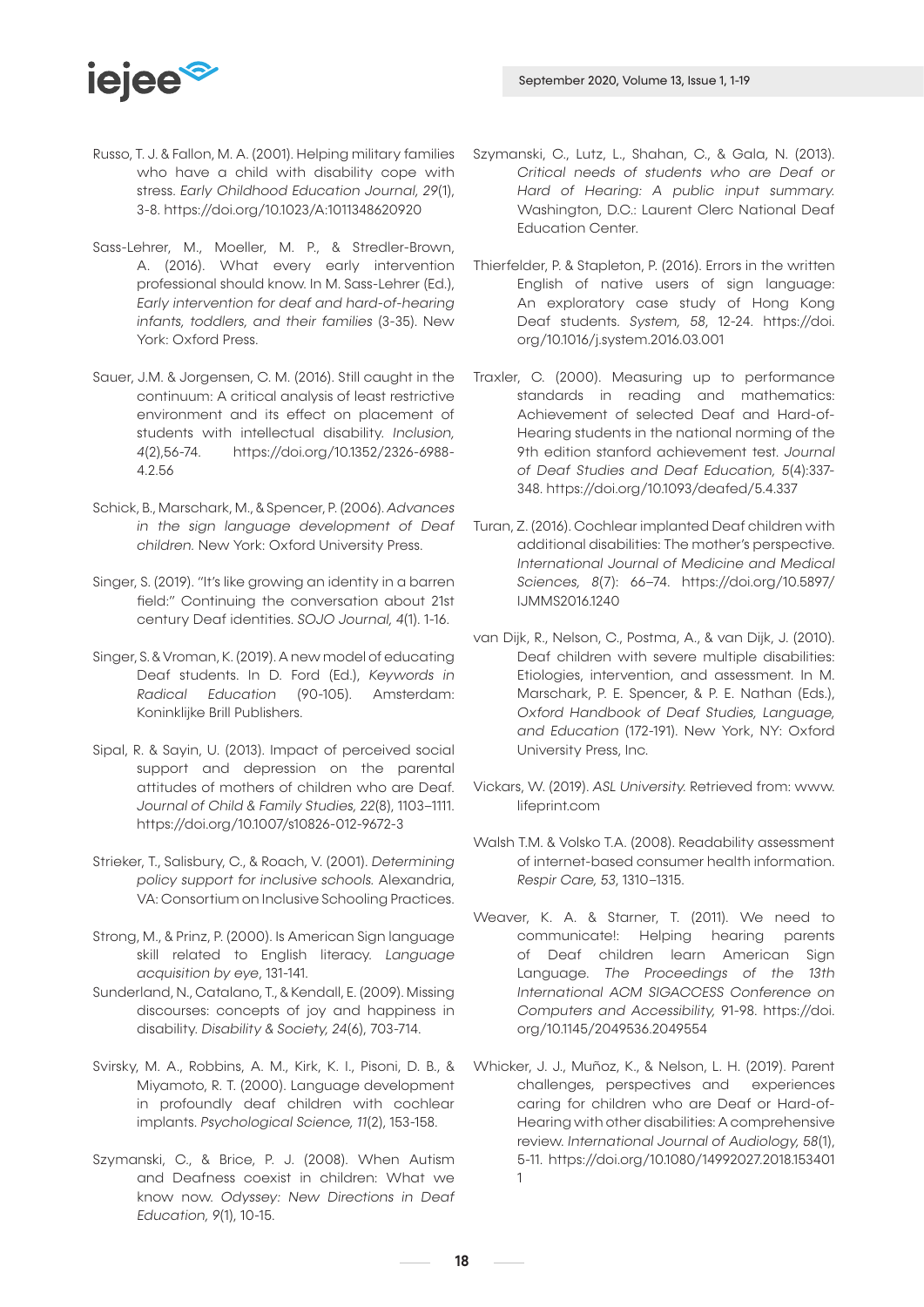Russo, T. J. & Fallon, M. A. (2001). Helping military families who have a child with disability cope with stress. *Early Childhood Education Journal, 29*(1), 3-8. https://doi.org/10.1023/A:1011348620920

Sass-Lehrer, M., Moeller, M. P., & Stredler-Brown, A. (2016). What every early intervention professional should know. In M. Sass-Lehrer (Ed.), *Early intervention for deaf and hard-of-hearing infants, toddlers, and their families* (3-35). New York: Oxford Press.

Sauer, J.M. & Jorgensen, C. M. (2016). Still caught in the continuum: A critical analysis of least restrictive environment and its effect on placement of students with intellectual disability. *Inclusion, 4*(2),56-74. https://doi.org/10.1352/2326-6988-4.2.56

Schick, B., Marschark, M., & Spencer, P. (2006). *Advances in the sign language development of Deaf children.* New York: Oxford University Press.

Singer, S. (2019). "It's like growing an identity in a barren field:" Continuing the conversation about 21st century Deaf identities. *SOJO Journal, 4*(1). 1-16.

Singer, S. & Vroman, K. (2019). A new model of educating Deaf students. In D. Ford (Ed.), *Keywords in Radical Education* (90-105). Amsterdam: Koninklijke Brill Publishers.

Sipal, R. & Sayin, U. (2013). Impact of perceived social support and depression on the parental attitudes of mothers of children who are Deaf. *Journal of Child & Family Studies, 22*(8), 1103–1111. https://doi.org/10.1007/s10826-012-9672-3

Strieker, T., Salisbury, C., & Roach, V. (2001). *Determining policy support for inclusive schools.* Alexandria, VA: Consortium on Inclusive Schooling Practices.

Strong, M., & Prinz, P. (2000). Is American Sign language skill related to English literacy. *Language acquisition by eye*, 131-141.

Sunderland, N., Catalano, T., & Kendall, E. (2009). Missing discourses: concepts of joy and happiness in disability. *Disability & Society, 24*(6), 703-714.

Svirsky, M. A., Robbins, A. M., Kirk, K. I., Pisoni, D. B., & Miyamoto, R. T. (2000). Language development in profoundly deaf children with cochlear implants. *Psychological Science, 11*(2), 153-158.

Szymanski, C., & Brice, P. J. (2008). When Autism and Deafness coexist in children: What we know now. *Odyssey: New Directions in Deaf Education, 9*(1), 10-15.

Szymanski, C., Lutz, L., Shahan, C., & Gala, N. (2013). *Critical needs of students who are Deaf or Hard of Hearing: A public input summary.* Washington, D.C.: Laurent Clerc National Deaf Education Center.

Thierfelder, P. & Stapleton, P. (2016). Errors in the written English of native users of sign language: An exploratory case study of Hong Kong Deaf students. *System, 58*, 12-24. https://doi.org/10.1016/j.system.2016.03.001

Traxler, C. (2000). Measuring up to performance standards in reading and mathematics: Achievement of selected Deaf and Hard-of-Hearing students in the national norming of the 9th edition stanford achievement test. *Journal of Deaf Studies and Deaf Education, 5*(4):337-348. https://doi.org/10.1093/deafed/5.4.337

Turan, Z. (2016). Cochlear implanted Deaf children with additional disabilities: The mother's perspective. *International Journal of Medicine and Medical Sciences, 8*(7): 66–74. https://doi.org/10.5897/IJMMS2016.1240

van Dijk, R., Nelson, C., Postma, A., & van Dijk, J. (2010). Deaf children with severe multiple disabilities: Etiologies, intervention, and assessment. In M. Marschark, P. E. Spencer, & P. E. Nathan (Eds.), *Oxford Handbook of Deaf Studies, Language, and Education* (172-191). New York, NY: Oxford University Press, Inc.

Vickars, W. (2019). *ASL University.* Retrieved from: www.lifeprint.com

Walsh T.M. & Volsko T.A. (2008). Readability assessment of internet-based consumer health information. *Respir Care, 53*, 1310–1315.

Weaver, K. A. & Starner, T. (2011). We need to communicate!: Helping hearing parents of Deaf children learn American Sign Language. *The Proceedings of the 13th International ACM SIGACCESS Conference on Computers and Accessibility*, 91-98. https://doi.org/10.1145/2049536.2049554

Whicker, J. J., Muñoz, K., & Nelson, L. H. (2019). Parent challenges, perspectives and experiences caring for children who are Deaf or Hard-of-Hearing with other disabilities: A comprehensive review. *International Journal of Audiology, 58*(1), 5-11. https://doi.org/10.1080/14992027.2018.1534011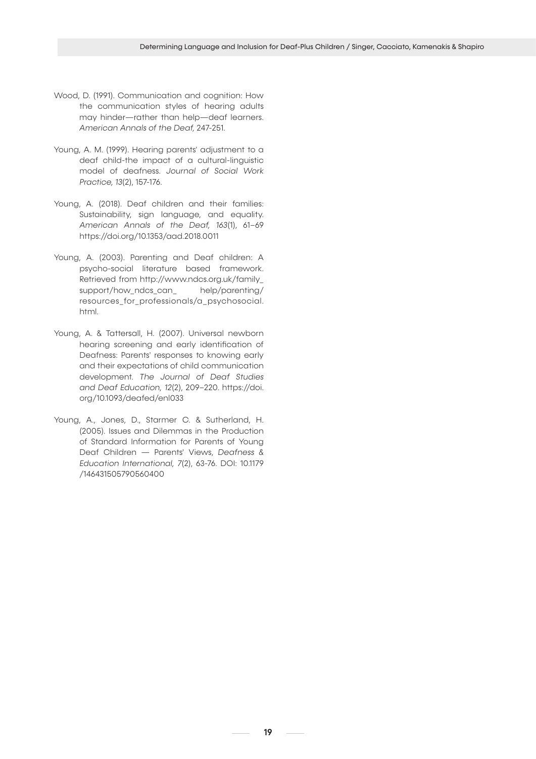Wood, D. (1991). Communication and cognition: How the communication styles of hearing adults may hinder—rather than help—deaf learners. *American Annals of the Deaf,* 247-251.

Young, A. M. (1999). Hearing parents' adjustment to a deaf child-the impact of a cultural-linguistic model of deafness. *Journal of Social Work Practice, 13*(2), 157-176.

Young, A. (2018). Deaf children and their families: Sustainability, sign language, and equality. *American Annals of the Deaf, 163*(1), 61–69 https://doi.org/10.1353/aad.2018.0011

Young, A. (2003). Parenting and Deaf children: A psycho-social literature based framework. Retrieved from http://www.ndcs.org.uk/family_support/how_ndcs_can_ help/parenting/resources_for_professionals/a_psychosocial.html.

Young, A. & Tattersall, H. (2007). Universal newborn hearing screening and early identification of Deafness: Parents' responses to knowing early and their expectations of child communication development. *The Journal of Deaf Studies and Deaf Education, 12*(2), 209–220. https://doi.org/10.1093/deafed/enl033

Young, A., Jones, D., Starmer C. & Sutherland, H. (2005). Issues and Dilemmas in the Production of Standard Information for Parents of Young Deaf Children — Parents' Views, *Deafness & Education International, 7*(2), 63-76. DOI: 10.1179/146431505790560400